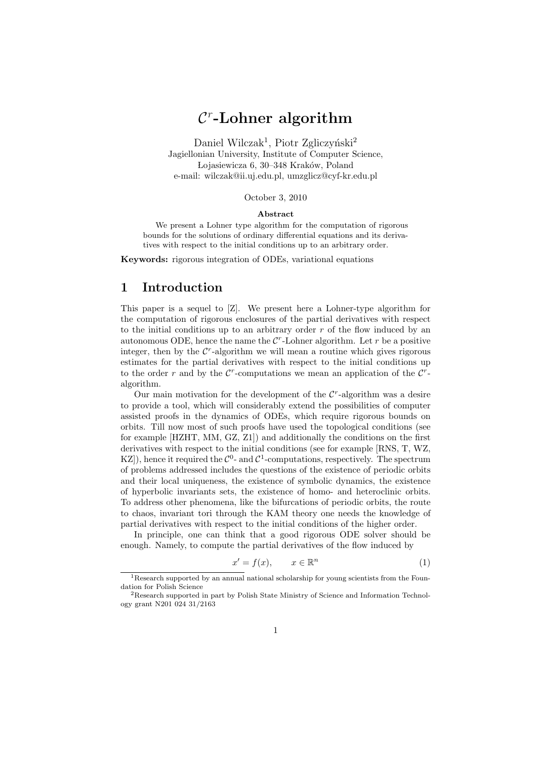# $\mathcal{C}^r$-Lohner algorithm

Daniel Wilczak[1], Piotr Zgliczyński[2]
Jagiellonian University, Institute of Computer Science,
Łojasiewicza 6, 30–348 Kraków, Poland
e-mail: wilczak@ii.uj.edu.pl, umzglicz@cyf-kr.edu.pl

October 3, 2010

**Abstract**

We present a Lohner type algorithm for the computation of rigorous bounds for the solutions of ordinary differential equations and its derivatives with respect to the initial conditions up to an arbitrary order.

**Keywords:** rigorous integration of ODEs, variational equations

## 1 Introduction

This paper is a sequel to [Z]. We present here a Lohner-type algorithm for the computation of rigorous enclosures of the partial derivatives with respect to the initial conditions up to an arbitrary order $r$ of the flow induced by an autonomous ODE, hence the name the $\mathcal{C}^r$-Lohner algorithm. Let $r$ be a positive integer, then by the $\mathcal{C}^r$-algorithm we will mean a routine which gives rigorous estimates for the partial derivatives with respect to the initial conditions up to the order $r$ and by the $\mathcal{C}^r$-computations we mean an application of the $\mathcal{C}^r$-algorithm.

Our main motivation for the development of the $\mathcal{C}^r$-algorithm was a desire to provide a tool, which will considerably extend the possibilities of computer assisted proofs in the dynamics of ODEs, which require rigorous bounds on orbits. Till now most of such proofs have used the topological conditions (see for example [HZHT, MM, GZ, Z1]) and additionally the conditions on the first derivatives with respect to the initial conditions (see for example [RNS, T, WZ, KZ]), hence it required the $\mathcal{C}^0$- and $\mathcal{C}^1$-computations, respectively. The spectrum of problems addressed includes the questions of the existence of periodic orbits and their local uniqueness, the existence of symbolic dynamics, the existence of hyperbolic invariants sets, the existence of homo- and heteroclinic orbits. To address other phenomena, like the bifurcations of periodic orbits, the route to chaos, invariant tori through the KAM theory one needs the knowledge of partial derivatives with respect to the initial conditions of the higher order.

In principle, one can think that a good rigorous ODE solver should be enough. Namely, to compute the partial derivatives of the flow induced by

$$x' = f(x), \qquad x \in \mathbb{R}^n \tag{1}$$

[1] Research supported by an annual national scholarship for young scientists from the Foundation for Polish Science

[2] Research supported in part by Polish State Ministry of Science and Information Technology grant N201 024 31/2163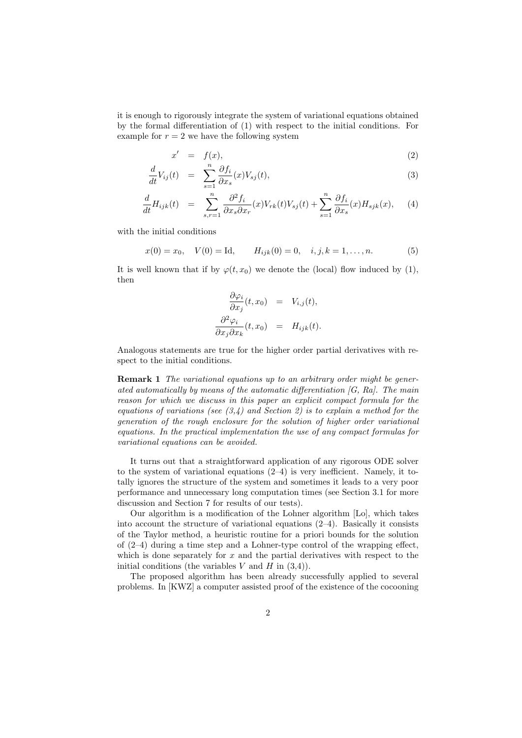it is enough to rigorously integrate the system of variational equations obtained by the formal differentiation of (1) with respect to the initial conditions. For example for $r = 2$ we have the following system

$$
\begin{aligned}
x' &= f(x), &(2)\\
\frac{d}{dt}V_{ij}(t) &= \sum_{s=1}^{n} \frac{\partial f_i}{\partial x_s}(x) V_{sj}(t), &(3)\\
\frac{d}{dt}H_{ijk}(t) &= \sum_{s,r=1}^{n} \frac{\partial^2 f_i}{\partial x_s \partial x_r}(x) V_{rk}(t) V_{sj}(t) + \sum_{s=1}^{n} \frac{\partial f_i}{\partial x_s}(x) H_{sjk}(x), &(4)
\end{aligned}
$$

with the initial conditions

$$
x(0) = x_0, \quad V(0) = \mathrm{Id}, \qquad H_{ijk}(0) = 0, \quad i,j,k = 1,\dots,n. \tag{5}
$$

It is well known that if by $\varphi(t, x_0)$ we denote the (local) flow induced by (1), then

$$
\begin{aligned}
\frac{\partial \varphi_i}{\partial x_j}(t, x_0) &= V_{i,j}(t),\\
\frac{\partial^2 \varphi_i}{\partial x_j \partial x_k}(t, x_0) &= H_{ijk}(t).
\end{aligned}
$$

Analogous statements are true for the higher order partial derivatives with respect to the initial conditions.

**Remark 1** *The variational equations up to an arbitrary order might be generated automatically by means of the automatic differentiation [G, Ra]. The main reason for which we discuss in this paper an explicit compact formula for the equations of variations (see (3,4) and Section 2) is to explain a method for the generation of the rough enclosure for the solution of higher order variational equations. In the practical implementation the use of any compact formulas for variational equations can be avoided.*

It turns out that a straightforward application of any rigorous ODE solver to the system of variational equations (2–4) is very inefficient. Namely, it totally ignores the structure of the system and sometimes it leads to a very poor performance and unnecessary long computation times (see Section 3.1 for more discussion and Section 7 for results of our tests).

Our algorithm is a modification of the Lohner algorithm [Lo], which takes into account the structure of variational equations (2–4). Basically it consists of the Taylor method, a heuristic routine for a priori bounds for the solution of (2–4) during a time step and a Lohner-type control of the wrapping effect, which is done separately for $x$ and the partial derivatives with respect to the initial conditions (the variables $V$ and $H$ in (3,4)).

The proposed algorithm has been already successfully applied to several problems. In [KWZ] a computer assisted proof of the existence of the cocooning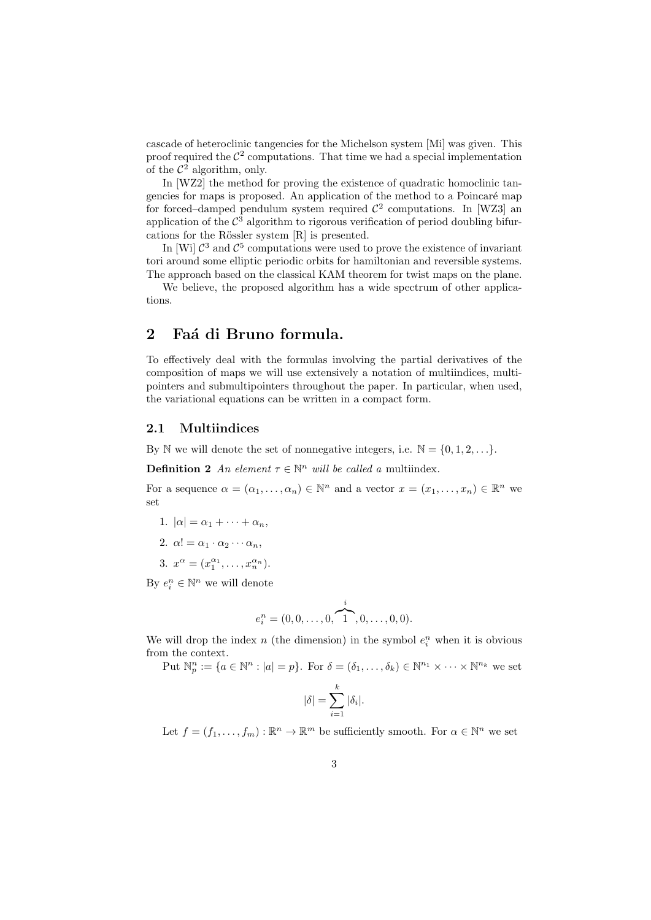cascade of heteroclinic tangencies for the Michelson system [Mi] was given. This proof required the $\mathcal{C}^2$ computations. That time we had a special implementation of the $\mathcal{C}^2$ algorithm, only.

In [WZ2] the method for proving the existence of quadratic homoclinic tangencies for maps is proposed. An application of the method to a Poincaré map for forced–damped pendulum system required $\mathcal{C}^2$ computations. In [WZ3] an application of the $\mathcal{C}^3$ algorithm to rigorous verification of period doubling bifurcations for the Rössler system [R] is presented.

In [Wi] $\mathcal{C}^3$ and $\mathcal{C}^5$ computations were used to prove the existence of invariant tori around some elliptic periodic orbits for hamiltonian and reversible systems. The approach based on the classical KAM theorem for twist maps on the plane.

We believe, the proposed algorithm has a wide spectrum of other applications.

## 2 Faá di Bruno formula.

To effectively deal with the formulas involving the partial derivatives of the composition of maps we will use extensively a notation of multiindices, multipointers and submultipointers throughout the paper. In particular, when used, the variational equations can be written in a compact form.

### 2.1 Multiindices

By $\mathbb{N}$ we will denote the set of nonnegative integers, i.e. $\mathbb{N} = \{0, 1, 2, \ldots\}$.

**Definition 2** *An element $\tau \in \mathbb{N}^n$ will be called a* multiindex.

For a sequence $\alpha = (\alpha_1, \ldots, \alpha_n) \in \mathbb{N}^n$ and a vector $x = (x_1, \ldots, x_n) \in \mathbb{R}^n$ we set

1. $|\alpha| = \alpha_1 + \cdots + \alpha_n$,
2. $\alpha! = \alpha_1 \cdot \alpha_2 \cdots \alpha_n$,
3. $x^\alpha = (x_1^{\alpha_1}, \ldots, x_n^{\alpha_n})$.

By $e_i^n \in \mathbb{N}^n$ we will denote

$$e_i^n = (0, 0, \ldots, 0, \overbrace{1}^{i}, 0, \ldots, 0, 0).$$

We will drop the index $n$ (the dimension) in the symbol $e_i^n$ when it is obvious from the context.

Put $\mathbb{N}_p^n := \{a \in \mathbb{N}^n : |a| = p\}$. For $\delta = (\delta_1, \ldots, \delta_k) \in \mathbb{N}^{n_1} \times \cdots \times \mathbb{N}^{n_k}$ we set

$$|\delta| = \sum_{i=1}^{k} |\delta_i|.$$

Let $f = (f_1, \ldots, f_m) : \mathbb{R}^n \to \mathbb{R}^m$ be sufficiently smooth. For $\alpha \in \mathbb{N}^n$ we set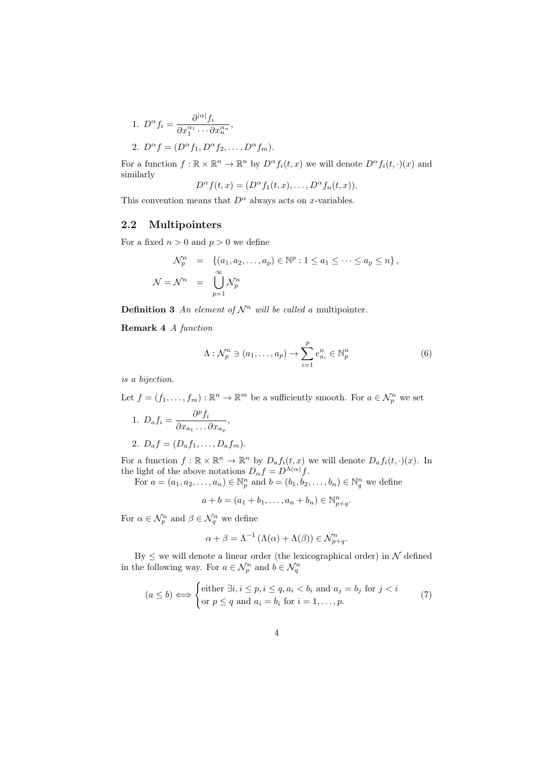1. $D^\alpha f_i = \dfrac{\partial^{|\alpha|} f_i}{\partial x_1^{\alpha_1} \cdots \partial x_n^{\alpha_n}}$,

2. $D^\alpha f = (D^\alpha f_1, D^\alpha f_2, \ldots, D^\alpha f_m)$.

For a function $f : \mathbb{R} \times \mathbb{R}^n \to \mathbb{R}^n$ by $D^\alpha f_i(t,x)$ we will denote $D^\alpha f_i(t,\cdot)(x)$ and similarly

$$D^\alpha f(t,x) = (D^\alpha f_1(t,x), \ldots, D^\alpha f_n(t,x)).$$

This convention means that $D^\alpha$ always acts on $x$-variables.

## 2.2 Multipointers

For a fixed $n > 0$ and $p > 0$ we define

$$\begin{aligned}
\mathcal{N}_p^n &= \{(a_1, a_2, \ldots, a_p) \in \mathbb{N}^p : 1 \le a_1 \le \cdots \le a_p \le n\}, \\
\mathcal{N} = \mathcal{N}^n &= \bigcup_{p=1}^{\infty} \mathcal{N}_p^n
\end{aligned}$$

**Definition 3** *An element of $\mathcal{N}^n$ will be called a* multipointer.

**Remark 4** *A function*

$$\Lambda : \mathcal{N}_p^n \ni (a_1, \ldots, a_p) \to \sum_{i=1}^{p} e_{a_i}^n \in \mathbb{N}_p^n \tag{6}$$

*is a bijection.*

Let $f = (f_1, \ldots, f_m) : \mathbb{R}^n \to \mathbb{R}^m$ be a sufficiently smooth. For $a \in \mathcal{N}_p^n$ we set

1. $D_a f_i = \dfrac{\partial^p f_i}{\partial x_{a_1} \ldots \partial x_{a_p}}$,

2. $D_a f = (D_a f_1, \ldots, D_a f_m)$.

For a function $f : \mathbb{R} \times \mathbb{R}^n \to \mathbb{R}^n$ by $D_a f_i(t,x)$ we will denote $D_a f_i(t,\cdot)(x)$. In the light of the above notations $D_\alpha f = D^{\Lambda(\alpha)} f$.

For $a = (a_1, a_2, \ldots, a_n) \in \mathbb{N}_p^n$ and $b = (b_1, b_2, \ldots, b_n) \in \mathbb{N}_q^n$ we define

$$a + b = (a_1 + b_1, \ldots, a_n + b_n) \in \mathbb{N}_{p+q}^n.$$

For $\alpha \in \mathcal{N}_p^n$ and $\beta \in \mathcal{N}_q^n$ we define

$$\alpha + \beta = \Lambda^{-1}\left(\Lambda(\alpha) + \Lambda(\beta)\right) \in \mathcal{N}_{p+q}^n.$$

By $\le$ we will denote a linear order (the lexicographical order) in $\mathcal{N}$ defined in the following way. For $a \in \mathcal{N}_p^n$ and $b \in \mathcal{N}_q^n$

$$(a \le b) \Longleftrightarrow \begin{cases} \text{either } \exists i, i \le p, i \le q, a_i < b_i \text{ and } a_j = b_j \text{ for } j < i \\ \text{or } p \le q \text{ and } a_i = b_i \text{ for } i = 1, \ldots, p. \end{cases} \tag{7}$$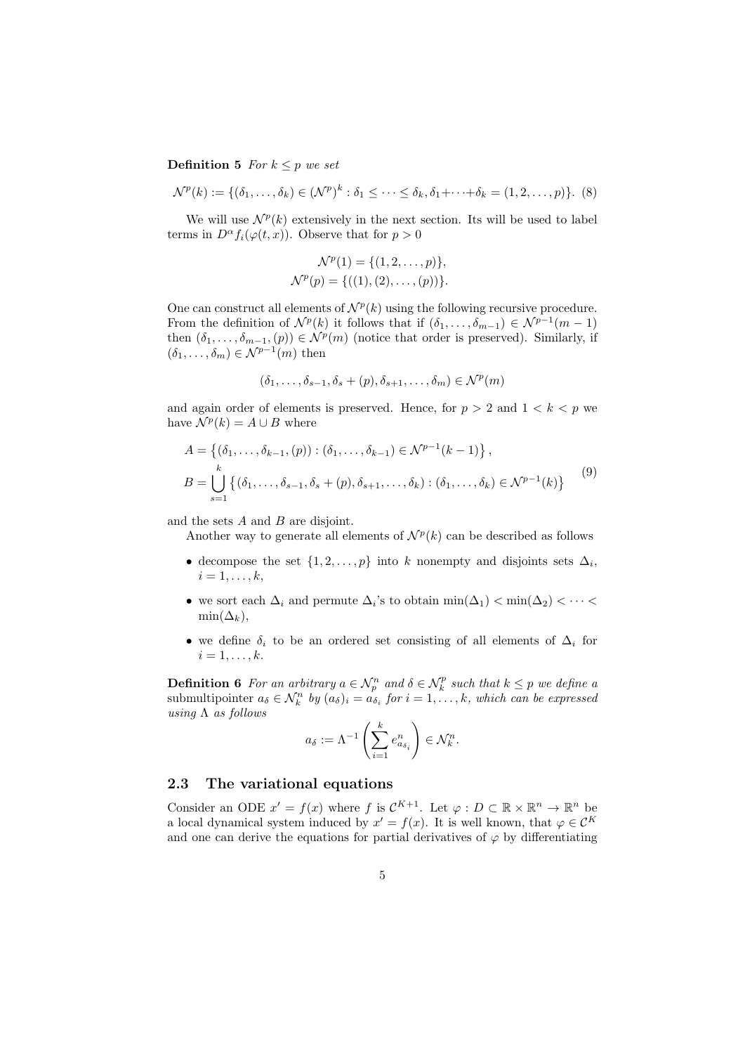**Definition 5** *For $k \leq p$ we set*

$$\mathcal{N}^p(k) := \{(\delta_1, \ldots, \delta_k) \in (\mathcal{N}^p)^k : \delta_1 \leq \cdots \leq \delta_k, \delta_1 + \cdots + \delta_k = (1, 2, \ldots, p)\}. \quad (8)$$

We will use $\mathcal{N}^p(k)$ extensively in the next section. Its will be used to label terms in $D^\alpha f_i(\varphi(t, x))$. Observe that for $p > 0$

$$\mathcal{N}^p(1) = \{(1, 2, \ldots, p)\},$$
$$\mathcal{N}^p(p) = \{((1), (2), \ldots, (p))\}.$$

One can construct all elements of $\mathcal{N}^p(k)$ using the following recursive procedure. From the definition of $\mathcal{N}^p(k)$ it follows that if $(\delta_1, \ldots, \delta_{m-1}) \in \mathcal{N}^{p-1}(m-1)$ then $(\delta_1, \ldots, \delta_{m-1}, (p)) \in \mathcal{N}^p(m)$ (notice that order is preserved). Similarly, if $(\delta_1, \ldots, \delta_m) \in \mathcal{N}^{p-1}(m)$ then

$$(\delta_1, \ldots, \delta_{s-1}, \delta_s + (p), \delta_{s+1}, \ldots, \delta_m) \in \mathcal{N}^p(m)$$

and again order of elements is preserved. Hence, for $p > 2$ and $1 < k < p$ we have $\mathcal{N}^p(k) = A \cup B$ where

$$\begin{aligned}
A &= \left\{ (\delta_1, \ldots, \delta_{k-1}, (p)) : (\delta_1, \ldots, \delta_{k-1}) \in \mathcal{N}^{p-1}(k-1) \right\}, \\
B &= \bigcup_{s=1}^{k} \left\{ (\delta_1, \ldots, \delta_{s-1}, \delta_s + (p), \delta_{s+1}, \ldots, \delta_k) : (\delta_1, \ldots, \delta_k) \in \mathcal{N}^{p-1}(k) \right\}
\end{aligned} \quad (9)$$

and the sets $A$ and $B$ are disjoint.

Another way to generate all elements of $\mathcal{N}^p(k)$ can be described as follows

- decompose the set $\{1, 2, \ldots, p\}$ into $k$ nonempty and disjoints sets $\Delta_i$, $i = 1, \ldots, k$,
- we sort each $\Delta_i$ and permute $\Delta_i$'s to obtain $\min(\Delta_1) < \min(\Delta_2) < \cdots < \min(\Delta_k)$,
- we define $\delta_i$ to be an ordered set consisting of all elements of $\Delta_i$ for $i = 1, \ldots, k$.

**Definition 6** *For an arbitrary $a \in \mathcal{N}_p^n$ and $\delta \in \mathcal{N}_k^p$ such that $k \leq p$ we define a* submultipointer *$a_\delta \in \mathcal{N}_k^n$ by $(a_\delta)_i = a_{\delta_i}$ for $i = 1, \ldots, k$, which can be expressed using $\Lambda$ as follows*

$$a_\delta := \Lambda^{-1}\left(\sum_{i=1}^{k} e^n_{a_{\delta_i}}\right) \in \mathcal{N}_k^n.$$

### 2.3 The variational equations

Consider an ODE $x' = f(x)$ where $f$ is $\mathcal{C}^{K+1}$. Let $\varphi : D \subset \mathbb{R} \times \mathbb{R}^n \to \mathbb{R}^n$ be a local dynamical system induced by $x' = f(x)$. It is well known, that $\varphi \in \mathcal{C}^K$ and one can derive the equations for partial derivatives of $\varphi$ by differentiating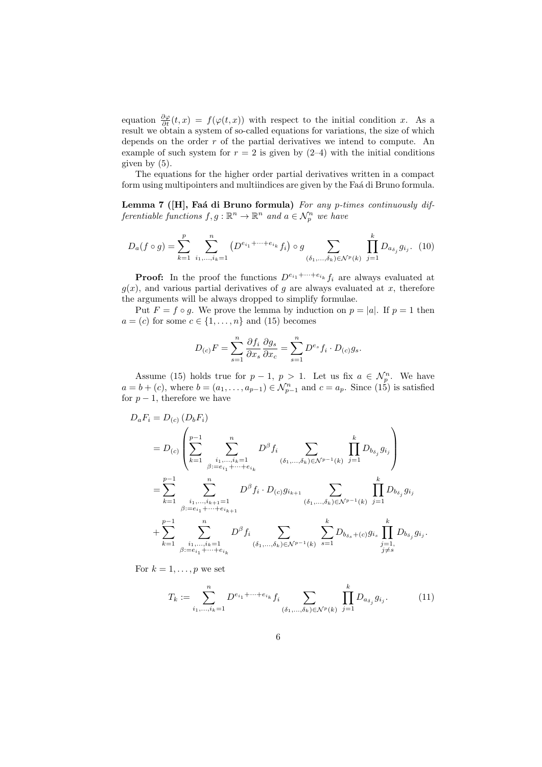equation $\frac{\partial \varphi}{\partial t}(t,x) = f(\varphi(t,x))$ with respect to the initial condition $x$. As a result we obtain a system of so-called equations for variations, the size of which depends on the order $r$ of the partial derivatives we intend to compute. An example of such system for $r=2$ is given by (2–4) with the initial conditions given by (5).

The equations for the higher order partial derivatives written in a compact form using multipointers and multiindices are given by the Faá di Bruno formula.

**Lemma 7 ([H], Faá di Bruno formula)** *For any $p$-times continuously differentiable functions $f,g:\mathbb{R}^n \to \mathbb{R}^n$ and $a \in \mathcal{N}_p^n$ we have*

$$D_a(f\circ g) = \sum_{k=1}^{p} \sum_{i_1,\ldots,i_k=1}^{n} \left(D^{e_{i_1}+\cdots+e_{i_k}} f_i\right)\circ g \sum_{(\delta_1,\ldots,\delta_k)\in\mathcal{N}^p(k)} \prod_{j=1}^{k} D_{a_{\delta_j}} g_{i_j}. \quad (10)$$

**Proof:** In the proof the functions $D^{e_{i_1}+\cdots+e_{i_k}} f_i$ are always evaluated at $g(x)$, and various partial derivatives of $g$ are always evaluated at $x$, therefore the arguments will be always dropped to simplify formulae.

Put $F = f\circ g$. We prove the lemma by induction on $p = |a|$. If $p=1$ then $a=(c)$ for some $c\in\{1,\ldots,n\}$ and (15) becomes

$$D_{(c)}F = \sum_{s=1}^{n} \frac{\partial f_i}{\partial x_s}\frac{\partial g_s}{\partial x_c} = \sum_{s=1}^{n} D^{e_s} f_i \cdot D_{(c)} g_s.$$

Assume (15) holds true for $p-1$, $p>1$. Let us fix $a\in\mathcal{N}_p^n$. We have $a = b + (c)$, where $b = (a_1,\ldots,a_{p-1}) \in \mathcal{N}_{p-1}^n$ and $c = a_p$. Since (15) is satisfied for $p-1$, therefore we have

$$\begin{aligned}
D_a F_i &= D_{(c)}\left(D_b F_i\right) \\
&= D_{(c)}\left( \sum_{k=1}^{p-1} \sum_{\substack{i_1,\ldots,i_k=1 \\ \beta:=e_{i_1}+\cdots+e_{i_k}}}^{n} D^{\beta} f_i \sum_{(\delta_1,\ldots,\delta_k)\in\mathcal{N}^{p-1}(k)} \prod_{j=1}^{k} D_{b_{\delta_j}} g_{i_j} \right) \\
&= \sum_{k=1}^{p-1} \sum_{\substack{i_1,\ldots,i_{k+1}=1 \\ \beta:=e_{i_1}+\cdots+e_{i_{k+1}}}}^{n} D^{\beta} f_i \cdot D_{(c)} g_{i_{k+1}} \sum_{(\delta_1,\ldots,\delta_k)\in\mathcal{N}^{p-1}(k)} \prod_{j=1}^{k} D_{b_{\delta_j}} g_{i_j} \\
&+ \sum_{k=1}^{p-1} \sum_{\substack{i_1,\ldots,i_k=1 \\ \beta:=e_{i_1}+\cdots+e_{i_k}}}^{n} D^{\beta} f_i \sum_{(\delta_1,\ldots,\delta_k)\in\mathcal{N}^{p-1}(k)} \sum_{s=1}^{k} D_{b_{\delta_s}+(c)} g_{i_s} \prod_{\substack{j=1, \\ j\neq s}}^{k} D_{b_{\delta_j}} g_{i_j}.
\end{aligned}$$

For $k=1,\ldots,p$ we set

$$T_k := \sum_{i_1,\ldots,i_k=1}^{n} D^{e_{i_1}+\cdots+e_{i_k}} f_i \sum_{(\delta_1,\ldots,\delta_k)\in\mathcal{N}^p(k)} \prod_{j=1}^{k} D_{a_{\delta_j}} g_{i_j}. \quad (11)$$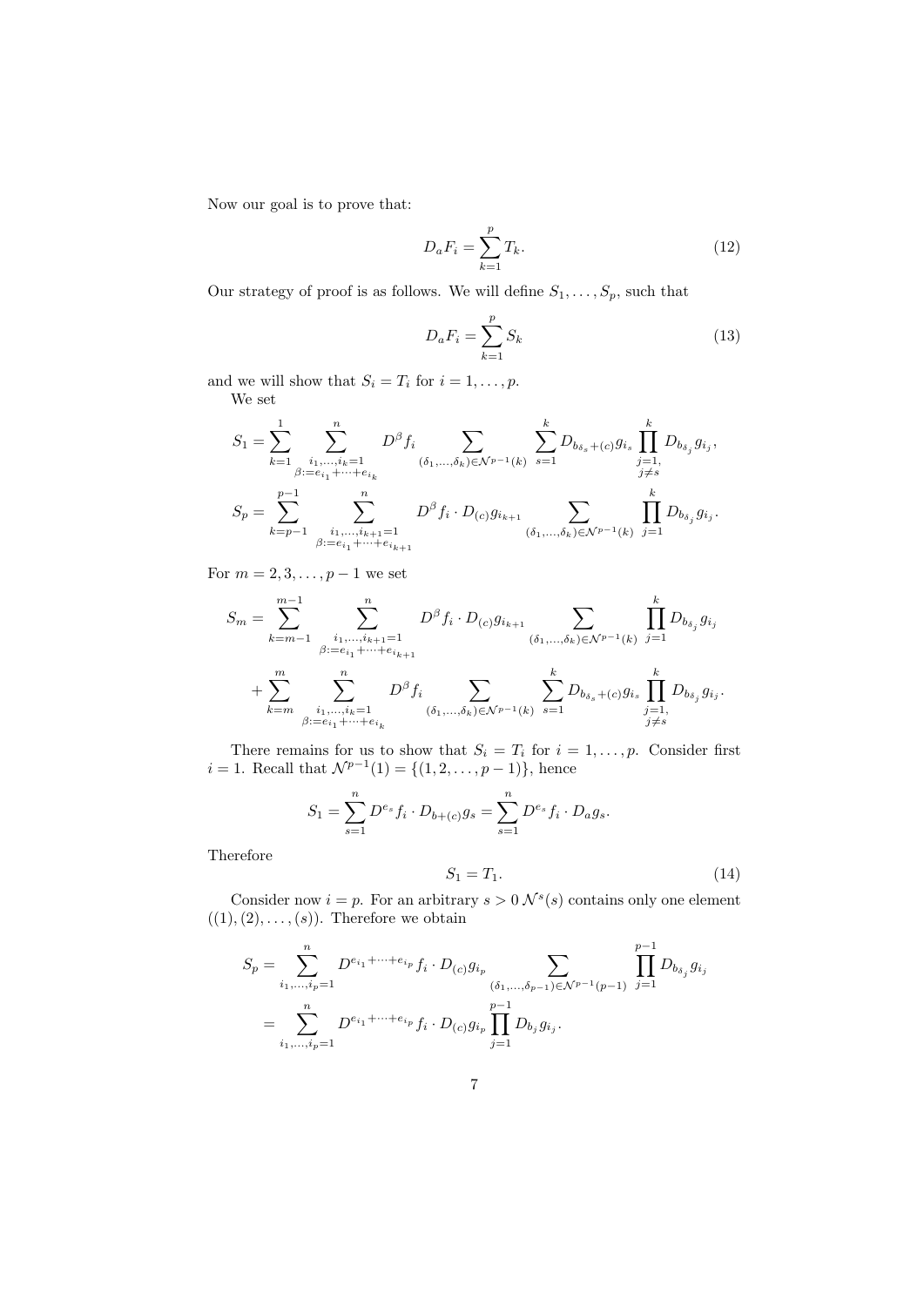Now our goal is to prove that:

$$D_a F_i = \sum_{k=1}^{p} T_k. \tag{12}$$

Our strategy of proof is as follows. We will define $S_1, \dots, S_p$, such that

$$D_a F_i = \sum_{k=1}^{p} S_k \tag{13}$$

and we will show that $S_i = T_i$ for $i = 1, \dots, p$.

We set

$$S_1 = \sum_{k=1}^{1} \sum_{\substack{i_1,\dots,i_k=1 \\ \beta := e_{i_1}+\cdots+e_{i_k}}}^{n} D^\beta f_i \sum_{(\delta_1,\dots,\delta_k)\in\mathcal{N}^{p-1}(k)} \sum_{s=1}^{k} D_{b_{\delta_s}+(c)} g_{i_s} \prod_{\substack{j=1, \\ j\neq s}}^{k} D_{b_{\delta_j}} g_{i_j},$$

$$S_p = \sum_{k=p-1}^{p-1} \sum_{\substack{i_1,\dots,i_{k+1}=1 \\ \beta := e_{i_1}+\cdots+e_{i_{k+1}}}}^{n} D^\beta f_i \cdot D_{(c)} g_{i_{k+1}} \sum_{(\delta_1,\dots,\delta_k)\in\mathcal{N}^{p-1}(k)} \prod_{j=1}^{k} D_{b_{\delta_j}} g_{i_j}.$$

For $m = 2, 3, \dots, p-1$ we set

$$\begin{aligned} S_m = &\sum_{k=m-1}^{m-1} \sum_{\substack{i_1,\dots,i_{k+1}=1 \\ \beta := e_{i_1}+\cdots+e_{i_{k+1}}}}^{n} D^\beta f_i \cdot D_{(c)} g_{i_{k+1}} \sum_{(\delta_1,\dots,\delta_k)\in\mathcal{N}^{p-1}(k)} \prod_{j=1}^{k} D_{b_{\delta_j}} g_{i_j} \\ &+ \sum_{k=m}^{m} \sum_{\substack{i_1,\dots,i_k=1 \\ \beta := e_{i_1}+\cdots+e_{i_k}}}^{n} D^\beta f_i \sum_{(\delta_1,\dots,\delta_k)\in\mathcal{N}^{p-1}(k)} \sum_{s=1}^{k} D_{b_{\delta_s}+(c)} g_{i_s} \prod_{\substack{j=1, \\ j\neq s}}^{k} D_{b_{\delta_j}} g_{i_j}. \end{aligned}$$

There remains for us to show that $S_i = T_i$ for $i = 1, \dots, p$. Consider first $i = 1$. Recall that $\mathcal{N}^{p-1}(1) = \{(1, 2, \dots, p-1)\}$, hence

$$S_1 = \sum_{s=1}^{n} D^{e_s} f_i \cdot D_{b+(c)} g_s = \sum_{s=1}^{n} D^{e_s} f_i \cdot D_a g_s.$$

Therefore

$$S_1 = T_1. \tag{14}$$

Consider now $i = p$. For an arbitrary $s > 0$ $\mathcal{N}^s(s)$ contains only one element $((1), (2), \dots, (s))$. Therefore we obtain

$$\begin{aligned} S_p &= \sum_{i_1,\dots,i_p=1}^{n} D^{e_{i_1}+\cdots+e_{i_p}} f_i \cdot D_{(c)} g_{i_p} \sum_{(\delta_1,\dots,\delta_{p-1})\in\mathcal{N}^{p-1}(p-1)} \prod_{j=1}^{p-1} D_{b_{\delta_j}} g_{i_j} \\ &= \sum_{i_1,\dots,i_p=1}^{n} D^{e_{i_1}+\cdots+e_{i_p}} f_i \cdot D_{(c)} g_{i_p} \prod_{j=1}^{p-1} D_{b_j} g_{i_j}. \end{aligned}$$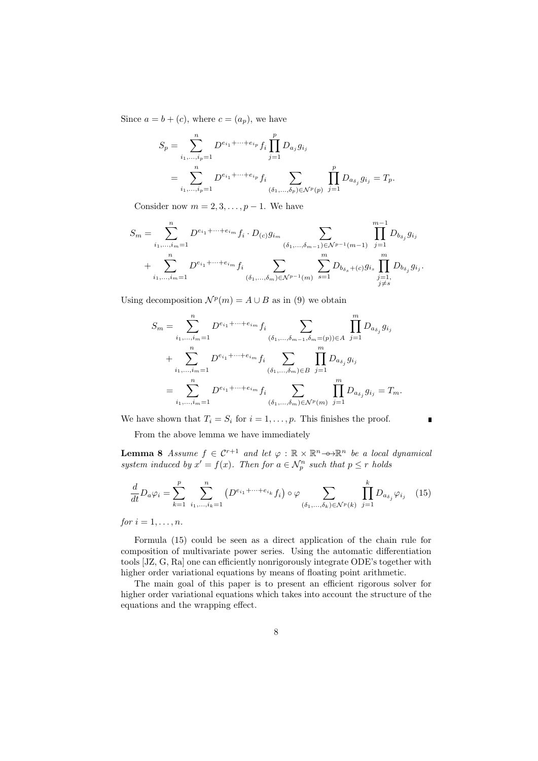Since $a = b + (c)$, where $c = (a_p)$, we have

$$
\begin{aligned}
S_p &= \sum_{i_1,\ldots,i_p=1}^{n} D^{e_{i_1}+\cdots+e_{i_p}} f_i \prod_{j=1}^{p} D_{a_j} g_{i_j} \\
&= \sum_{i_1,\ldots,i_p=1}^{n} D^{e_{i_1}+\cdots+e_{i_p}} f_i \sum_{(\delta_1,\ldots,\delta_p)\in\mathcal{N}^p(p)} \prod_{j=1}^{p} D_{a_{\delta_j}} g_{i_j} = T_p.
\end{aligned}
$$

Consider now $m = 2, 3, \ldots, p-1$. We have

$$
\begin{aligned}
S_m = &\sum_{i_1,\ldots,i_m=1}^{n} D^{e_{i_1}+\cdots+e_{i_m}} f_i \cdot D_{(c)} g_{i_m} \sum_{(\delta_1,\ldots,\delta_{m-1})\in\mathcal{N}^{p-1}(m-1)} \prod_{j=1}^{m-1} D_{b_{\delta_j}} g_{i_j} \\
&+ \sum_{i_1,\ldots,i_m=1}^{n} D^{e_{i_1}+\cdots+e_{i_m}} f_i \sum_{(\delta_1,\ldots,\delta_m)\in\mathcal{N}^{p-1}(m)} \sum_{s=1}^{m} D_{b_{\delta_s}+(c)} g_{i_s} \prod_{\substack{j=1,\\ j\neq s}}^{m} D_{b_{\delta_j}} g_{i_j}.
\end{aligned}
$$

Using decomposition $\mathcal{N}^p(m) = A \cup B$ as in (9) we obtain

$$
\begin{aligned}
S_m = &\sum_{i_1,\ldots,i_m=1}^{n} D^{e_{i_1}+\cdots+e_{i_m}} f_i \sum_{(\delta_1,\ldots,\delta_{m-1},\delta_m=(p))\in A} \prod_{j=1}^{m} D_{a_{\delta_j}} g_{i_j} \\
&+ \sum_{i_1,\ldots,i_m=1}^{n} D^{e_{i_1}+\cdots+e_{i_m}} f_i \sum_{(\delta_1,\ldots,\delta_m)\in B} \prod_{j=1}^{m} D_{a_{\delta_j}} g_{i_j} \\
= &\sum_{i_1,\ldots,i_m=1}^{n} D^{e_{i_1}+\cdots+e_{i_m}} f_i \sum_{(\delta_1,\ldots,\delta_m)\in\mathcal{N}^p(m)} \prod_{j=1}^{m} D_{a_{\delta_j}} g_{i_j} = T_m.
\end{aligned}
$$

We have shown that $T_i = S_i$ for $i = 1, \ldots, p$. This finishes the proof. ∎

From the above lemma we have immediately

**Lemma 8** *Assume $f \in \mathcal{C}^{r+1}$ and let $\varphi : \mathbb{R} \times \mathbb{R}^n \nrightarrow \mathbb{R}^n$ be a local dynamical system induced by $x' = f(x)$. Then for $a \in \mathcal{N}_p^n$ such that $p \leq r$ holds*

$$
\frac{d}{dt} D_a \varphi_i = \sum_{k=1}^{p} \sum_{i_1,\ldots,i_k=1}^{n} \left(D^{e_{i_1}+\cdots+e_{i_k}} f_i\right) \circ \varphi \sum_{(\delta_1,\ldots,\delta_k)\in\mathcal{N}^p(k)} \prod_{j=1}^{k} D_{a_{\delta_j}} \varphi_{i_j} \tag{15}
$$

*for $i = 1, \ldots, n$.*

Formula (15) could be seen as a direct application of the chain rule for composition of multivariate power series. Using the automatic differentiation tools [JZ, G, Ra] one can efficiently nonrigorously integrate ODE's together with higher order variational equations by means of floating point arithmetic.

The main goal of this paper is to present an efficient rigorous solver for higher order variational equations which takes into account the structure of the equations and the wrapping effect.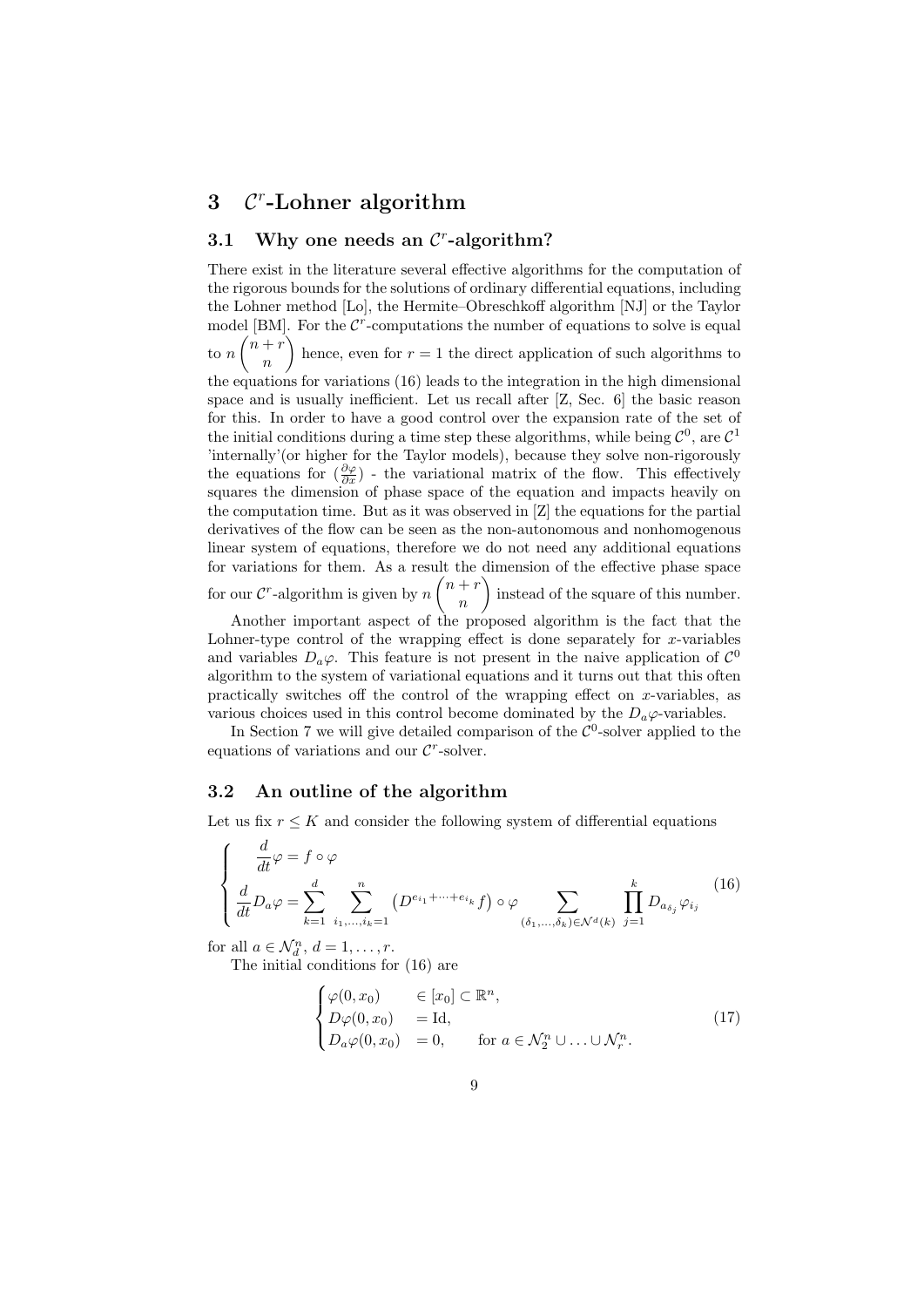# 3 $\mathcal{C}^r$-Lohner algorithm

## 3.1 Why one needs an $\mathcal{C}^r$-algorithm?

There exist in the literature several effective algorithms for the computation of the rigorous bounds for the solutions of ordinary differential equations, including the Lohner method [Lo], the Hermite–Obreschkoff algorithm [NJ] or the Taylor model [BM]. For the $\mathcal{C}^r$-computations the number of equations to solve is equal to $n\binom{n+r}{n}$ hence, even for $r=1$ the direct application of such algorithms to the equations for variations (16) leads to the integration in the high dimensional space and is usually inefficient. Let us recall after [Z, Sec. 6] the basic reason for this. In order to have a good control over the expansion rate of the set of the initial conditions during a time step these algorithms, while being $\mathcal{C}^0$, are $\mathcal{C}^1$ 'internally'(or higher for the Taylor models), because they solve non-rigorously the equations for $(\frac{\partial \varphi}{\partial x})$ - the variational matrix of the flow. This effectively squares the dimension of phase space of the equation and impacts heavily on the computation time. But as it was observed in [Z] the equations for the partial derivatives of the flow can be seen as the non-autonomous and nonhomogenous linear system of equations, therefore we do not need any additional equations for variations for them. As a result the dimension of the effective phase space for our $\mathcal{C}^r$-algorithm is given by $n\binom{n+r}{n}$ instead of the square of this number.

Another important aspect of the proposed algorithm is the fact that the Lohner-type control of the wrapping effect is done separately for $x$-variables and variables $D_a\varphi$. This feature is not present in the naive application of $\mathcal{C}^0$ algorithm to the system of variational equations and it turns out that this often practically switches off the control of the wrapping effect on $x$-variables, as various choices used in this control become dominated by the $D_a\varphi$-variables.

In Section 7 we will give detailed comparison of the $\mathcal{C}^0$-solver applied to the equations of variations and our $\mathcal{C}^r$-solver.

## 3.2 An outline of the algorithm

Let us fix $r \leq K$ and consider the following system of differential equations

$$
\begin{cases}
\dfrac{d}{dt}\varphi = f \circ \varphi \\
\dfrac{d}{dt}D_a\varphi = \displaystyle\sum_{k=1}^{d} \sum_{i_1,\ldots,i_k=1}^{n} \left(D^{e_{i_1}+\cdots+e_{i_k}} f\right) \circ \varphi \sum_{(\delta_1,\ldots,\delta_k)\in\mathcal{N}^d(k)} \prod_{j=1}^{k} D_{a_{\delta_j}}\varphi_{i_j}
\end{cases}
\tag{16}
$$

for all $a \in \mathcal{N}_d^n$, $d = 1,\ldots,r$.

The initial conditions for (16) are

$$
\begin{cases}
\varphi(0,x_0) & \in [x_0] \subset \mathbb{R}^n, \\
D\varphi(0,x_0) & = \mathrm{Id}, \\
D_a\varphi(0,x_0) & = 0, \qquad \text{for } a \in \mathcal{N}_2^n \cup \ldots \cup \mathcal{N}_r^n.
\end{cases}
\tag{17}
$$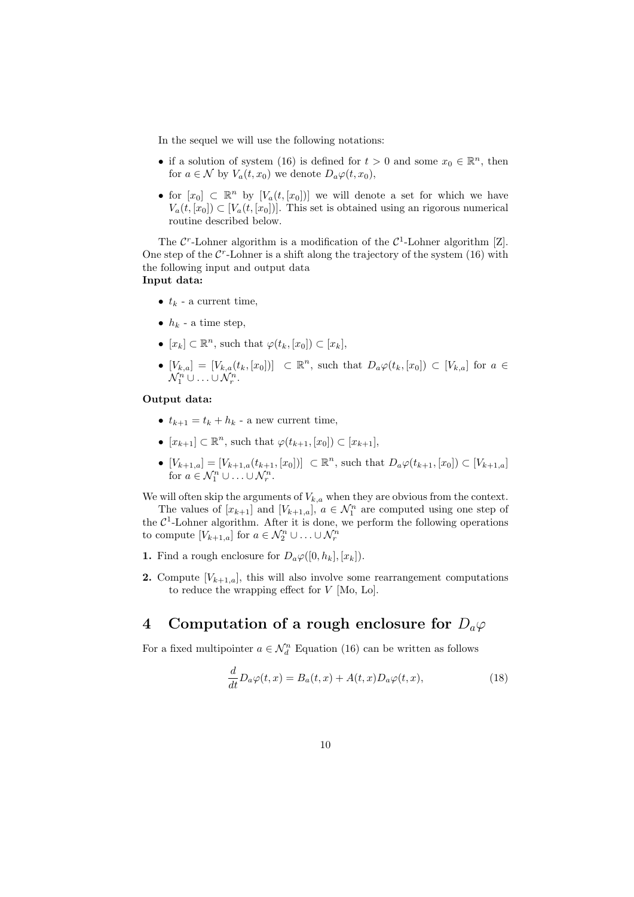In the sequel we will use the following notations:

- if a solution of system (16) is defined for $t > 0$ and some $x_0 \in \mathbb{R}^n$, then for $a \in \mathcal{N}$ by $V_a(t, x_0)$ we denote $D_a\varphi(t, x_0)$,
- for $[x_0] \subset \mathbb{R}^n$ by $[V_a(t, [x_0])]$ we will denote a set for which we have $V_a(t, [x_0]) \subset [V_a(t, [x_0])]$. This set is obtained using an rigorous numerical routine described below.

The $\mathcal{C}^r$-Lohner algorithm is a modification of the $\mathcal{C}^1$-Lohner algorithm [Z]. One step of the $\mathcal{C}^r$-Lohner is a shift along the trajectory of the system (16) with the following input and output data

**Input data:**

- $t_k$ - a current time,
- $h_k$ - a time step,
- $[x_k] \subset \mathbb{R}^n$, such that $\varphi(t_k, [x_0]) \subset [x_k]$,
- $[V_{k,a}] = [V_{k,a}(t_k, [x_0])] \subset \mathbb{R}^n$, such that $D_a\varphi(t_k, [x_0]) \subset [V_{k,a}]$ for $a \in \mathcal{N}_1^n \cup \ldots \cup \mathcal{N}_r^n$.

**Output data:**

- $t_{k+1} = t_k + h_k$ - a new current time,
- $[x_{k+1}] \subset \mathbb{R}^n$, such that $\varphi(t_{k+1}, [x_0]) \subset [x_{k+1}]$,
- $[V_{k+1,a}] = [V_{k+1,a}(t_{k+1}, [x_0])] \subset \mathbb{R}^n$, such that $D_a\varphi(t_{k+1}, [x_0]) \subset [V_{k+1,a}]$ for $a \in \mathcal{N}_1^n \cup \ldots \cup \mathcal{N}_r^n$.

We will often skip the arguments of $V_{k,a}$ when they are obvious from the context.

The values of $[x_{k+1}]$ and $[V_{k+1,a}]$, $a \in \mathcal{N}_1^n$ are computed using one step of the $\mathcal{C}^1$-Lohner algorithm. After it is done, we perform the following operations to compute $[V_{k+1,a}]$ for $a \in \mathcal{N}_2^n \cup \ldots \cup \mathcal{N}_r^n$

**1.** Find a rough enclosure for $D_a\varphi([0, h_k], [x_k])$.

**2.** Compute $[V_{k+1,a}]$, this will also involve some rearrangement computations to reduce the wrapping effect for $V$ [Mo, Lo].

# 4 Computation of a rough enclosure for $D_a\varphi$

For a fixed multipointer $a \in \mathcal{N}_d^n$ Equation (16) can be written as follows

$$\frac{d}{dt} D_a\varphi(t, x) = B_a(t, x) + A(t, x) D_a\varphi(t, x), \tag{18}$$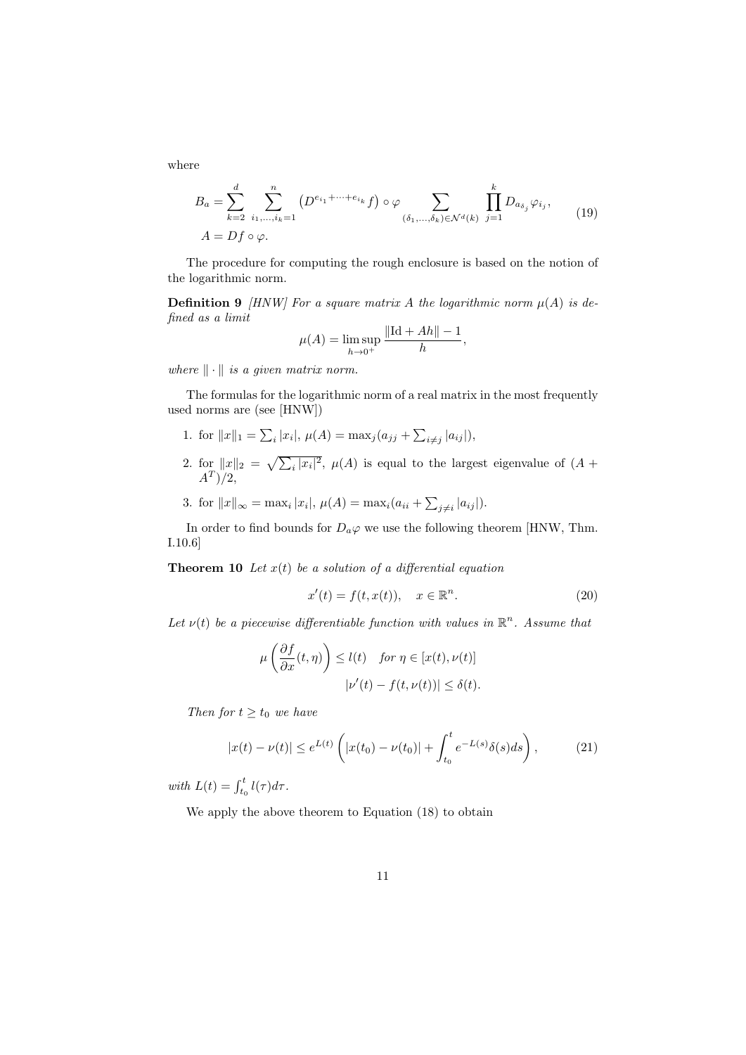where

$$
\begin{aligned}
B_a &= \sum_{k=2}^{d} \sum_{i_1,\ldots,i_k=1}^{n} \left(D^{e_{i_1}+\cdots+e_{i_k}} f\right) \circ \varphi \sum_{(\delta_1,\ldots,\delta_k)\in\mathcal{N}^d(k)} \prod_{j=1}^{k} D_{a_{\delta_j}} \varphi_{i_j}, \\
A &= Df \circ \varphi.
\end{aligned} \tag{19}
$$

The procedure for computing the rough enclosure is based on the notion of the logarithmic norm.

**Definition 9** *[HNW] For a square matrix $A$ the logarithmic norm $\mu(A)$ is defined as a limit*

$$
\mu(A) = \limsup_{h\to 0^+} \frac{\|\mathrm{Id} + Ah\| - 1}{h},
$$

*where $\|\cdot\|$ is a given matrix norm.*

The formulas for the logarithmic norm of a real matrix in the most frequently used norms are (see [HNW])

1. for $\|x\|_1 = \sum_i |x_i|$, $\mu(A) = \max_j (a_{jj} + \sum_{i\neq j} |a_{ij}|)$,
2. for $\|x\|_2 = \sqrt{\sum_i |x_i|^2}$, $\mu(A)$ is equal to the largest eigenvalue of $(A + A^T)/2$,
3. for $\|x\|_\infty = \max_i |x_i|$, $\mu(A) = \max_i (a_{ii} + \sum_{j\neq i} |a_{ij}|)$.

In order to find bounds for $D_a\varphi$ we use the following theorem [HNW, Thm. I.10.6]

**Theorem 10** *Let $x(t)$ be a solution of a differential equation*

$$
x'(t) = f(t, x(t)), \quad x \in \mathbb{R}^n. \tag{20}
$$

*Let $\nu(t)$ be a piecewise differentiable function with values in $\mathbb{R}^n$. Assume that*

$$
\mu\left(\frac{\partial f}{\partial x}(t,\eta)\right) \leq l(t) \quad \text{for } \eta \in [x(t), \nu(t)]
$$

$$
|\nu'(t) - f(t, \nu(t))| \leq \delta(t).
$$

*Then for $t \geq t_0$ we have*

$$
|x(t) - \nu(t)| \leq e^{L(t)} \left( |x(t_0) - \nu(t_0)| + \int_{t_0}^{t} e^{-L(s)} \delta(s) ds \right), \tag{21}
$$

*with $L(t) = \int_{t_0}^{t} l(\tau) d\tau$.*

We apply the above theorem to Equation (18) to obtain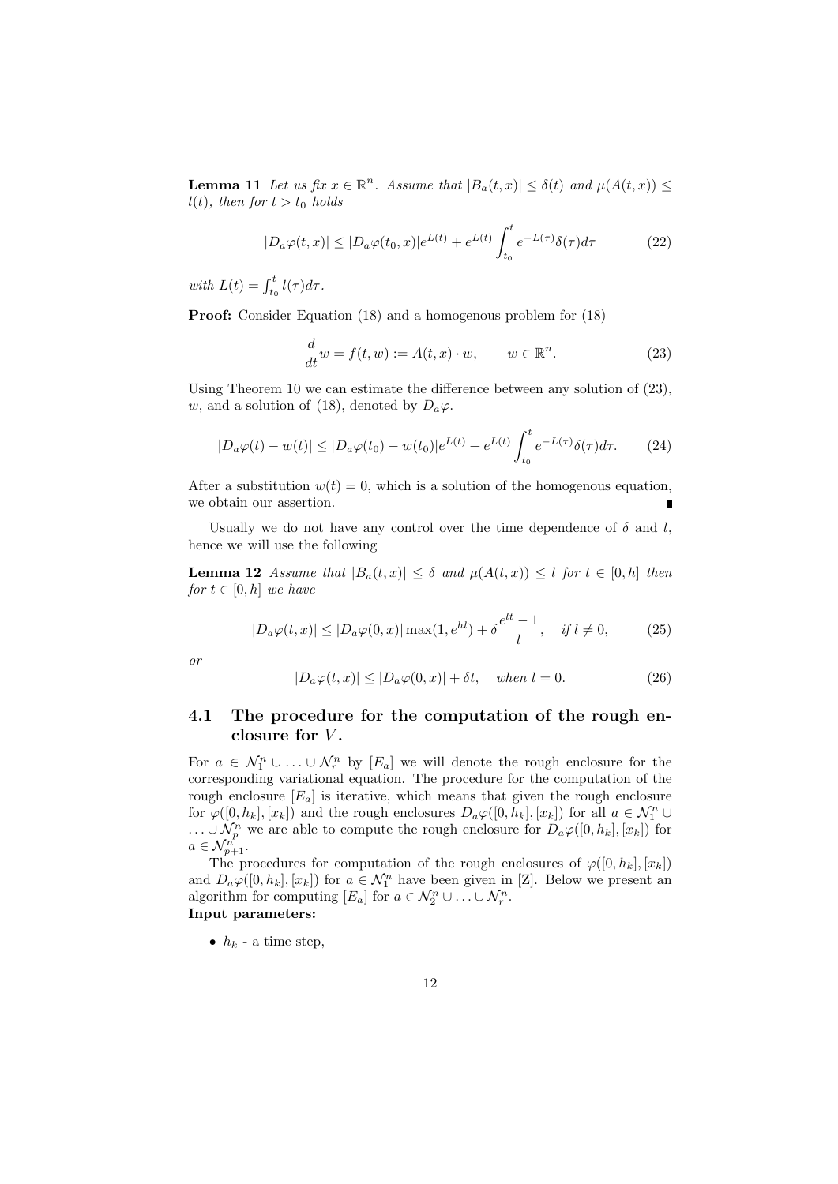**Lemma 11** *Let us fix $x \in \mathbb{R}^n$. Assume that $|B_a(t,x)| \leq \delta(t)$ and $\mu(A(t,x)) \leq l(t)$, then for $t > t_0$ holds*

$$|D_a\varphi(t,x)| \leq |D_a\varphi(t_0,x)|e^{L(t)} + e^{L(t)} \int_{t_0}^{t} e^{-L(\tau)}\delta(\tau)d\tau \tag{22}$$

*with $L(t) = \int_{t_0}^{t} l(\tau)d\tau$.*

**Proof:** Consider Equation (18) and a homogenous problem for (18)

$$\frac{d}{dt}w = f(t,w) := A(t,x) \cdot w, \qquad w \in \mathbb{R}^n. \tag{23}$$

Using Theorem 10 we can estimate the difference between any solution of (23), $w$, and a solution of (18), denoted by $D_a\varphi$.

$$|D_a\varphi(t) - w(t)| \leq |D_a\varphi(t_0) - w(t_0)|e^{L(t)} + e^{L(t)} \int_{t_0}^{t} e^{-L(\tau)}\delta(\tau)d\tau. \tag{24}$$

After a substitution $w(t) = 0$, which is a solution of the homogenous equation, we obtain our assertion. ∎

Usually we do not have any control over the time dependence of $\delta$ and $l$, hence we will use the following

**Lemma 12** *Assume that $|B_a(t,x)| \leq \delta$ and $\mu(A(t,x)) \leq l$ for $t \in [0,h]$ then for $t \in [0,h]$ we have*

$$|D_a\varphi(t,x)| \leq |D_a\varphi(0,x)| \max(1, e^{hl}) + \delta\frac{e^{lt}-1}{l}, \quad \textit{if } l \neq 0, \tag{25}$$

*or*

$$|D_a\varphi(t,x)| \leq |D_a\varphi(0,x)| + \delta t, \quad \textit{when } l = 0. \tag{26}$$

## 4.1 The procedure for the computation of the rough enclosure for $V$.

For $a \in \mathcal{N}_1^n \cup \ldots \cup \mathcal{N}_r^n$ by $[E_a]$ we will denote the rough enclosure for the corresponding variational equation. The procedure for the computation of the rough enclosure $[E_a]$ is iterative, which means that given the rough enclosure for $\varphi([0,h_k],[x_k])$ and the rough enclosures $D_a\varphi([0,h_k],[x_k])$ for all $a \in \mathcal{N}_1^n \cup \ldots \cup \mathcal{N}_p^n$ we are able to compute the rough enclosure for $D_a\varphi([0,h_k],[x_k])$ for $a \in \mathcal{N}_{p+1}^n$.

The procedures for computation of the rough enclosures of $\varphi([0,h_k],[x_k])$ and $D_a\varphi([0,h_k],[x_k])$ for $a \in \mathcal{N}_1^n$ have been given in [Z]. Below we present an algorithm for computing $[E_a]$ for $a \in \mathcal{N}_2^n \cup \ldots \cup \mathcal{N}_r^n$.

**Input parameters:**

- $h_k$ - a time step,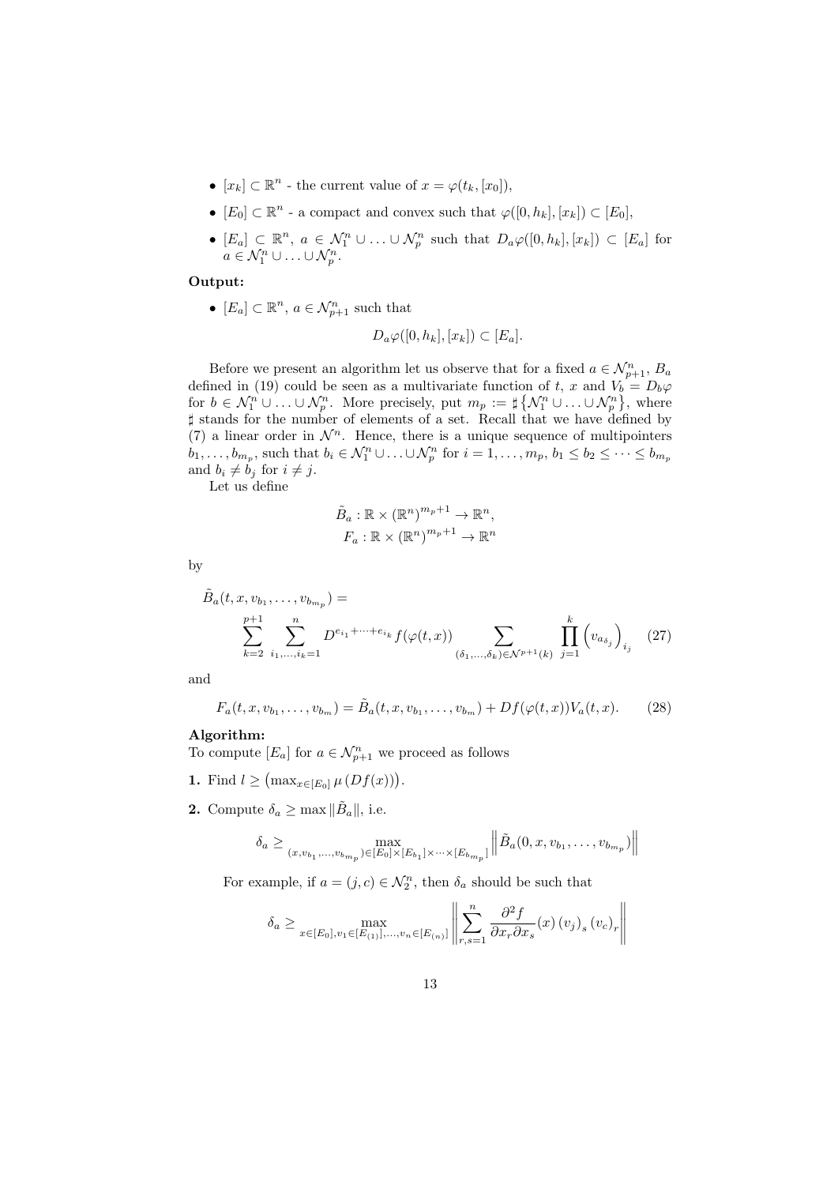- $[x_k] \subset \mathbb{R}^n$ - the current value of $x = \varphi(t_k, [x_0])$,
- $[E_0] \subset \mathbb{R}^n$ - a compact and convex such that $\varphi([0, h_k], [x_k]) \subset [E_0]$,
- $[E_a] \subset \mathbb{R}^n$, $a \in \mathcal{N}_1^n \cup \ldots \cup \mathcal{N}_p^n$ such that $D_a\varphi([0, h_k], [x_k]) \subset [E_a]$ for $a \in \mathcal{N}_1^n \cup \ldots \cup \mathcal{N}_p^n$.

**Output:**

- $[E_a] \subset \mathbb{R}^n$, $a \in \mathcal{N}_{p+1}^n$ such that

$$D_a\varphi([0, h_k], [x_k]) \subset [E_a].$$

Before we present an algorithm let us observe that for a fixed $a \in \mathcal{N}_{p+1}^n$, $B_a$ defined in (19) could be seen as a multivariate function of $t$, $x$ and $V_b = D_b\varphi$ for $b \in \mathcal{N}_1^n \cup \ldots \cup \mathcal{N}_p^n$. More precisely, put $m_p := \sharp\left\{\mathcal{N}_1^n \cup \ldots \cup \mathcal{N}_p^n\right\}$, where $\sharp$ stands for the number of elements of a set. Recall that we have defined by (7) a linear order in $\mathcal{N}^n$. Hence, there is a unique sequence of multipointers $b_1, \ldots, b_{m_p}$, such that $b_i \in \mathcal{N}_1^n \cup \ldots \cup \mathcal{N}_p^n$ for $i = 1, \ldots, m_p$, $b_1 \leq b_2 \leq \cdots \leq b_{m_p}$ and $b_i \neq b_j$ for $i \neq j$.

Let us define

$$\tilde{B}_a : \mathbb{R} \times (\mathbb{R}^n)^{m_p+1} \to \mathbb{R}^n,$$
$$F_a : \mathbb{R} \times (\mathbb{R}^n)^{m_p+1} \to \mathbb{R}^n$$

by

$$\tilde{B}_a(t, x, v_{b_1}, \ldots, v_{b_{m_p}}) = \sum_{k=2}^{p+1} \sum_{i_1,\ldots,i_k=1}^{n} D^{e_{i_1}+\cdots+e_{i_k}} f(\varphi(t,x)) \sum_{(\delta_1,\ldots,\delta_k)\in\mathcal{N}^{p+1}(k)} \prod_{j=1}^{k} \left(v_{a_{\delta_j}}\right)_{i_j} \tag{27}$$

and

$$F_a(t, x, v_{b_1}, \ldots, v_{b_m}) = \tilde{B}_a(t, x, v_{b_1}, \ldots, v_{b_m}) + Df(\varphi(t,x))V_a(t,x). \tag{28}$$

**Algorithm:**
To compute $[E_a]$ for $a \in \mathcal{N}_{p+1}^n$ we proceed as follows

**1.** Find $l \geq \left(\max_{x\in[E_0]} \mu\left(Df(x)\right)\right)$.

**2.** Compute $\delta_a \geq \max \|\tilde{B}_a\|$, i.e.

$$\delta_a \geq \max_{(x,v_{b_1},\ldots,v_{b_{m_p}})\in[E_0]\times[E_{b_1}]\times\cdots\times[E_{b_{m_p}}]} \left\|\tilde{B}_a(0, x, v_{b_1}, \ldots, v_{b_{m_p}})\right\|$$

For example, if $a = (j, c) \in \mathcal{N}_2^n$, then $\delta_a$ should be such that

$$\delta_a \geq \max_{x\in[E_0],v_1\in[E_{(1)}],\ldots,v_n\in[E_{(n)}]} \left\| \sum_{r,s=1}^{n} \frac{\partial^2 f}{\partial x_r \partial x_s}(x)\left(v_j\right)_s \left(v_c\right)_r \right\|$$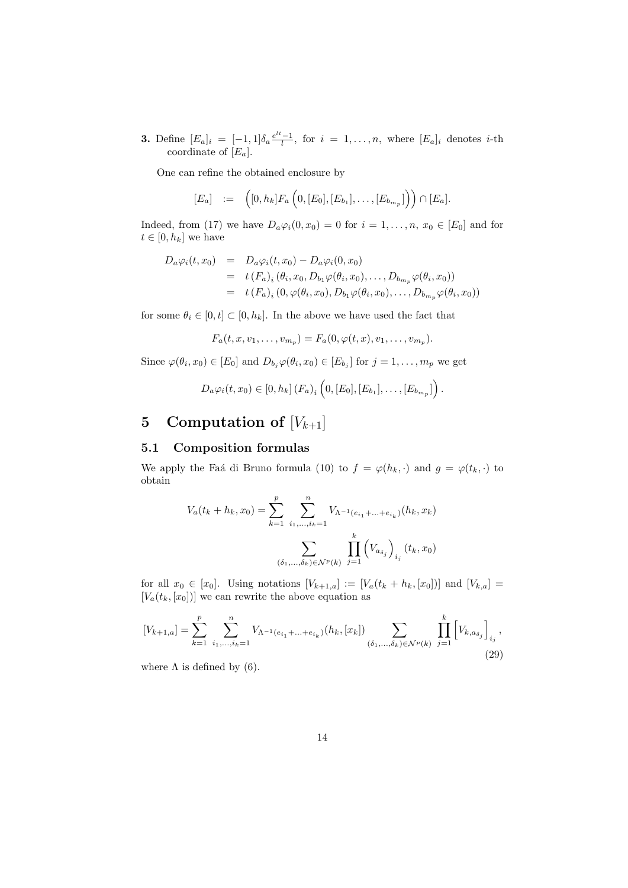**3.** Define $[E_a]_i = [-1,1]\delta_a \frac{e^{lt}-1}{l}$, for $i = 1,\ldots,n$, where $[E_a]_i$ denotes $i$-th coordinate of $[E_a]$.

One can refine the obtained enclosure by

$$[E_a] \ := \ \Big([0,h_k]F_a\left(0,[E_0],[E_{b_1}],\ldots,[E_{b_{m_p}}]\right)\Big) \cap [E_a].$$

Indeed, from (17) we have $D_a\varphi_i(0,x_0) = 0$ for $i = 1,\ldots,n$, $x_0 \in [E_0]$ and for $t \in [0,h_k]$ we have

$$\begin{aligned}
D_a\varphi_i(t,x_0) &= D_a\varphi_i(t,x_0) - D_a\varphi_i(0,x_0)\\
&= t\,(F_a)_i\,(\theta_i,x_0,D_{b_1}\varphi(\theta_i,x_0),\ldots,D_{b_{m_p}}\varphi(\theta_i,x_0))\\
&= t\,(F_a)_i\,(0,\varphi(\theta_i,x_0),D_{b_1}\varphi(\theta_i,x_0),\ldots,D_{b_{m_p}}\varphi(\theta_i,x_0))
\end{aligned}$$

for some $\theta_i \in [0,t] \subset [0,h_k]$. In the above we have used the fact that

$$F_a(t,x,v_1,\ldots,v_{m_p}) = F_a(0,\varphi(t,x),v_1,\ldots,v_{m_p}).$$

Since $\varphi(\theta_i,x_0) \in [E_0]$ and $D_{b_j}\varphi(\theta_i,x_0) \in [E_{b_j}]$ for $j = 1,\ldots,m_p$ we get

$$D_a\varphi_i(t,x_0) \in [0,h_k]\,(F_a)_i\left(0,[E_0],[E_{b_1}],\ldots,[E_{b_{m_p}}]\right).$$

# 5 Computation of $[V_{k+1}]$

## 5.1 Composition formulas

We apply the Faá di Bruno formula (10) to $f = \varphi(h_k,\cdot)$ and $g = \varphi(t_k,\cdot)$ to obtain

$$\begin{aligned}
V_a(t_k+h_k,x_0) = \sum_{k=1}^{p}\ \sum_{i_1,\ldots,i_k=1}^{n} &V_{\Lambda^{-1}(e_{i_1}+\ldots+e_{i_k})}(h_k,x_k)\\
&\sum_{(\delta_1,\ldots,\delta_k)\in\mathcal{N}^p(k)}\ \prod_{j=1}^{k}\left(V_{a_{\delta_j}}\right)_{i_j}(t_k,x_0)
\end{aligned}$$

for all $x_0 \in [x_0]$. Using notations $[V_{k+1,a}] := [V_a(t_k+h_k,[x_0])]$ and $[V_{k,a}] = [V_a(t_k,[x_0])]$ we can rewrite the above equation as

$$[V_{k+1,a}] = \sum_{k=1}^{p}\ \sum_{i_1,\ldots,i_k=1}^{n} V_{\Lambda^{-1}(e_{i_1}+\ldots+e_{i_k})}(h_k,[x_k]) \sum_{(\delta_1,\ldots,\delta_k)\in\mathcal{N}^p(k)}\ \prod_{j=1}^{k}\left[V_{k,a_{\delta_j}}\right]_{i_j}, \tag{29}$$

where $\Lambda$ is defined by (6).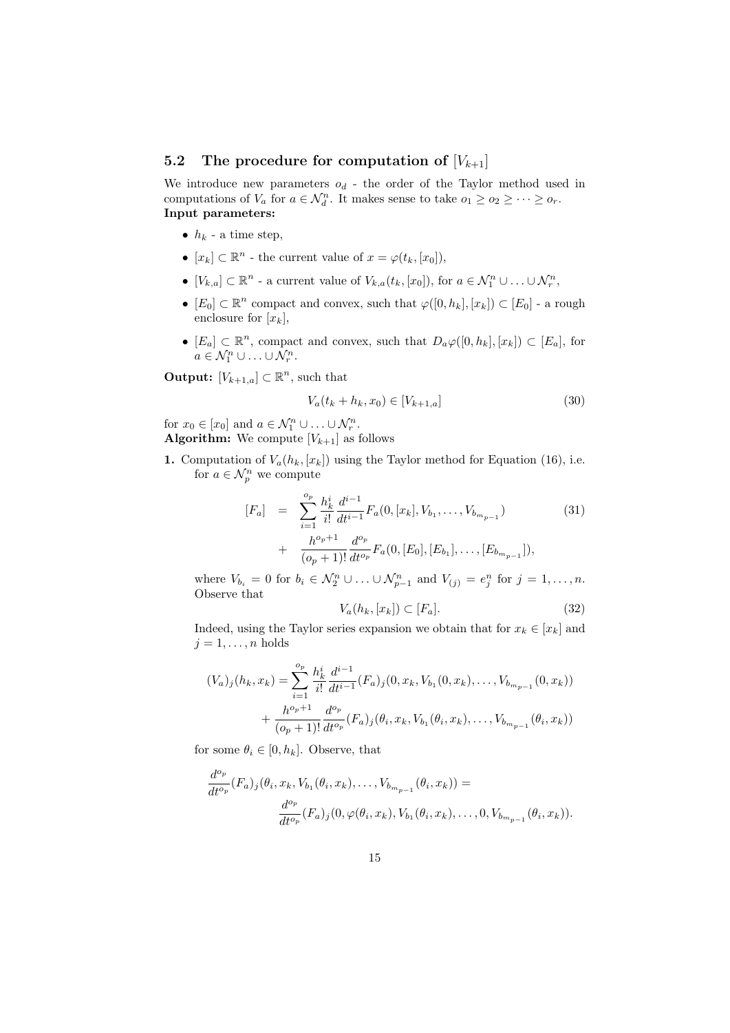### 5.2 The procedure for computation of $[V_{k+1}]$

We introduce new parameters $o_d$ - the order of the Taylor method used in computations of $V_a$ for $a \in \mathcal{N}_d^n$. It makes sense to take $o_1 \geq o_2 \geq \cdots \geq o_r$.

**Input parameters:**

- $h_k$ - a time step,
- $[x_k] \subset \mathbb{R}^n$ - the current value of $x = \varphi(t_k, [x_0])$,
- $[V_{k,a}] \subset \mathbb{R}^n$ - a current value of $V_{k,a}(t_k, [x_0])$, for $a \in \mathcal{N}_1^n \cup \ldots \cup \mathcal{N}_r^n$,
- $[E_0] \subset \mathbb{R}^n$ compact and convex, such that $\varphi([0, h_k], [x_k]) \subset [E_0]$ - a rough enclosure for $[x_k]$,
- $[E_a] \subset \mathbb{R}^n$, compact and convex, such that $D_a\varphi([0, h_k], [x_k]) \subset [E_a]$, for $a \in \mathcal{N}_1^n \cup \ldots \cup \mathcal{N}_r^n$.

**Output:** $[V_{k+1,a}] \subset \mathbb{R}^n$, such that

$$V_a(t_k + h_k, x_0) \in [V_{k+1,a}] \tag{30}$$

for $x_0 \in [x_0]$ and $a \in \mathcal{N}_1^n \cup \ldots \cup \mathcal{N}_r^n$.

**Algorithm:** We compute $[V_{k+1}]$ as follows

**1.** Computation of $V_a(h_k, [x_k])$ using the Taylor method for Equation (16), i.e. for $a \in \mathcal{N}_p^n$ we compute

$$\begin{aligned} [F_a] &= \sum_{i=1}^{o_p} \frac{h_k^i}{i!} \frac{d^{i-1}}{dt^{i-1}} F_a(0, [x_k], V_{b_1}, \ldots, V_{b_{m_{p-1}}}) \\ &+ \frac{h^{o_p+1}}{(o_p+1)!} \frac{d^{o_p}}{dt^{o_p}} F_a(0, [E_0], [E_{b_1}], \ldots, [E_{b_{m_{p-1}}}]), \end{aligned} \tag{31}$$

where $V_{b_i} = 0$ for $b_i \in \mathcal{N}_2^n \cup \ldots \cup \mathcal{N}_{p-1}^n$ and $V_{(j)} = e_j^n$ for $j = 1, \ldots, n$. Observe that

$$V_a(h_k, [x_k]) \subset [F_a]. \tag{32}$$

Indeed, using the Taylor series expansion we obtain that for $x_k \in [x_k]$ and $j = 1, \ldots, n$ holds

$$\begin{aligned} (V_a)_j(h_k, x_k) = &\sum_{i=1}^{o_p} \frac{h_k^i}{i!} \frac{d^{i-1}}{dt^{i-1}} (F_a)_j(0, x_k, V_{b_1}(0, x_k), \ldots, V_{b_{m_{p-1}}}(0, x_k)) \\ &+ \frac{h^{o_p+1}}{(o_p+1)!} \frac{d^{o_p}}{dt^{o_p}} (F_a)_j(\theta_i, x_k, V_{b_1}(\theta_i, x_k), \ldots, V_{b_{m_{p-1}}}(\theta_i, x_k)) \end{aligned}$$

for some $\theta_i \in [0, h_k]$. Observe, that

$$\begin{aligned} &\frac{d^{o_p}}{dt^{o_p}} (F_a)_j(\theta_i, x_k, V_{b_1}(\theta_i, x_k), \ldots, V_{b_{m_{p-1}}}(\theta_i, x_k)) = \\ &\qquad \frac{d^{o_p}}{dt^{o_p}} (F_a)_j(0, \varphi(\theta_i, x_k), V_{b_1}(\theta_i, x_k), \ldots, 0, V_{b_{m_{p-1}}}(\theta_i, x_k)). \end{aligned}$$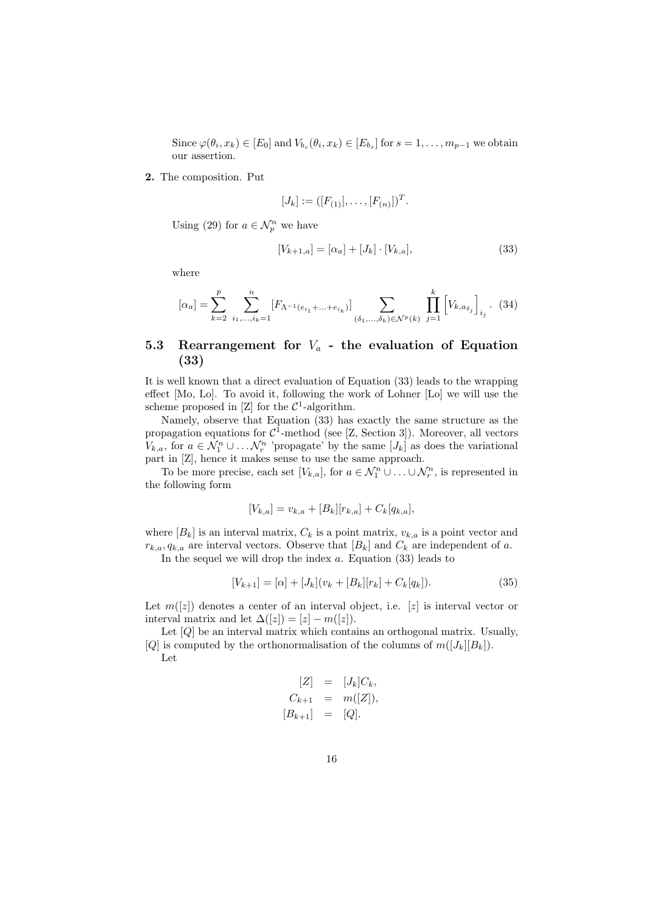Since $\varphi(\theta_i, x_k) \in [E_0]$ and $V_{b_s}(\theta_i, x_k) \in [E_{b_s}]$ for $s = 1, \ldots, m_{p-1}$ we obtain our assertion.

**2.** The composition. Put

$$[J_k] := ([F_{(1)}], \ldots, [F_{(n)}])^T.$$

Using (29) for $a \in \mathcal{N}_p^n$ we have

$$[V_{k+1,a}] = [\alpha_a] + [J_k] \cdot [V_{k,a}], \tag{33}$$

where

$$[\alpha_a] = \sum_{k=2}^{p} \sum_{i_1,\ldots,i_k=1}^{n} [F_{\Lambda^{-1}(e_{i_1}+\ldots+e_{i_k})}] \sum_{(\delta_1,\ldots,\delta_k)\in\mathcal{N}^p(k)} \prod_{j=1}^{k} \left[V_{k,a_{\delta_j}}\right]_{i_j}. \tag{34}$$

## 5.3 Rearrangement for $V_a$ - the evaluation of Equation (33)

It is well known that a direct evaluation of Equation (33) leads to the wrapping effect [Mo, Lo]. To avoid it, following the work of Lohner [Lo] we will use the scheme proposed in [Z] for the $\mathcal{C}^1$-algorithm.

Namely, observe that Equation (33) has exactly the same structure as the propagation equations for $\mathcal{C}^1$-method (see [Z, Section 3]). Moreover, all vectors $V_{k,a}$, for $a \in \mathcal{N}_1^n \cup \ldots \mathcal{N}_r^n$ 'propagate' by the same $[J_k]$ as does the variational part in [Z], hence it makes sense to use the same approach.

To be more precise, each set $[V_{k,a}]$, for $a \in \mathcal{N}_1^n \cup \ldots \cup \mathcal{N}_r^n$, is represented in the following form

$$[V_{k,a}] = v_{k,a} + [B_k][r_{k,a}] + C_k[q_{k,a}],$$

where $[B_k]$ is an interval matrix, $C_k$ is a point matrix, $v_{k,a}$ is a point vector and $r_{k,a}, q_{k,a}$ are interval vectors. Observe that $[B_k]$ and $C_k$ are independent of $a$.

In the sequel we will drop the index $a$. Equation (33) leads to

$$[V_{k+1}] = [\alpha] + [J_k](v_k + [B_k][r_k] + C_k[q_k]). \tag{35}$$

Let $m([z])$ denotes a center of an interval object, i.e. $[z]$ is interval vector or interval matrix and let $\Delta([z]) = [z] - m([z])$.

Let $[Q]$ be an interval matrix which contains an orthogonal matrix. Usually, $[Q]$ is computed by the orthonormalisation of the columns of $m([J_k][B_k])$.

Let

$$\begin{aligned}
[Z] &= [J_k]C_k, \\
C_{k+1} &= m([Z]), \\
[B_{k+1}] &= [Q].
\end{aligned}$$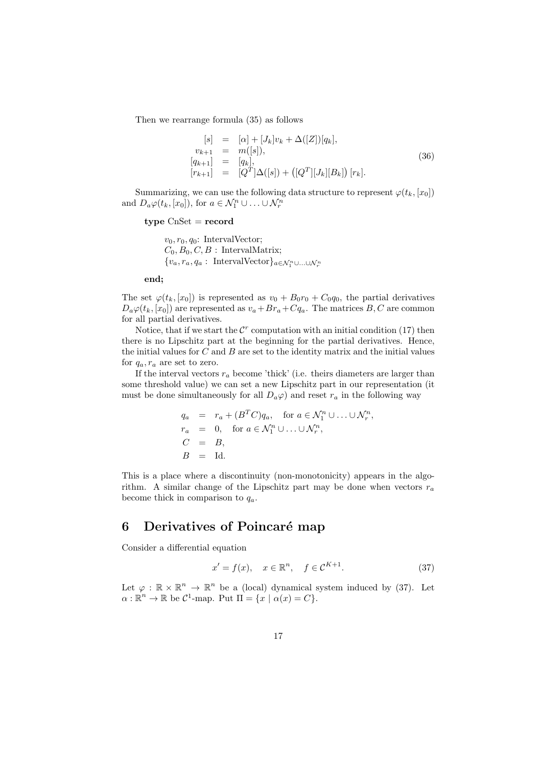Then we rearrange formula (35) as follows

$$
\begin{array}{rcl}
[s] & = & [\alpha] + [J_k]v_k + \Delta([Z])[q_k], \\
v_{k+1} & = & m([s]), \\
[q_{k+1}] & = & [q_k], \\
[r_{k+1}] & = & [Q^T]\Delta([s]) + \left([Q^T][J_k][B_k]\right)[r_k].
\end{array}
\tag{36}
$$

Summarizing, we can use the following data structure to represent $\varphi(t_k, [x_0])$ and $D_a\varphi(t_k, [x_0])$, for $a \in \mathcal{N}_1^n \cup \ldots \cup \mathcal{N}_r^n$

**type** CnSet = **record**

> $v_0, r_0, q_0$: IntervalVector;
> $C_0, B_0, C, B$ : IntervalMatrix;
> $\{v_a, r_a, q_a :$ IntervalVector$\}_{a \in \mathcal{N}_1^n \cup \ldots \cup \mathcal{N}_r^n}$

**end;**

The set $\varphi(t_k, [x_0])$ is represented as $v_0 + B_0 r_0 + C_0 q_0$, the partial derivatives $D_a\varphi(t_k, [x_0])$ are represented as $v_a + Br_a + Cq_a$. The matrices $B, C$ are common for all partial derivatives.

Notice, that if we start the $\mathcal{C}^r$ computation with an initial condition (17) then there is no Lipschitz part at the beginning for the partial derivatives. Hence, the initial values for $C$ and $B$ are set to the identity matrix and the initial values for $q_a, r_a$ are set to zero.

If the interval vectors $r_a$ become 'thick' (i.e. theirs diameters are larger than some threshold value) we can set a new Lipschitz part in our representation (it must be done simultaneously for all $D_a\varphi$) and reset $r_a$ in the following way

$$
\begin{array}{rcl}
q_a & = & r_a + (B^T C)q_a, \quad \text{for } a \in \mathcal{N}_1^n \cup \ldots \cup \mathcal{N}_r^n, \\
r_a & = & 0, \quad \text{for } a \in \mathcal{N}_1^n \cup \ldots \cup \mathcal{N}_r^n, \\
C & = & B, \\
B & = & \text{Id}.
\end{array}
$$

This is a place where a discontinuity (non-monotonicity) appears in the algorithm. A similar change of the Lipschitz part may be done when vectors $r_a$ become thick in comparison to $q_a$.

## 6 Derivatives of Poincaré map

Consider a differential equation

$$
x' = f(x), \quad x \in \mathbb{R}^n, \quad f \in \mathcal{C}^{K+1}. \tag{37}
$$

Let $\varphi : \mathbb{R} \times \mathbb{R}^n \to \mathbb{R}^n$ be a (local) dynamical system induced by (37). Let $\alpha : \mathbb{R}^n \to \mathbb{R}$ be $\mathcal{C}^1$-map. Put $\Pi = \{x \mid \alpha(x) = C\}$.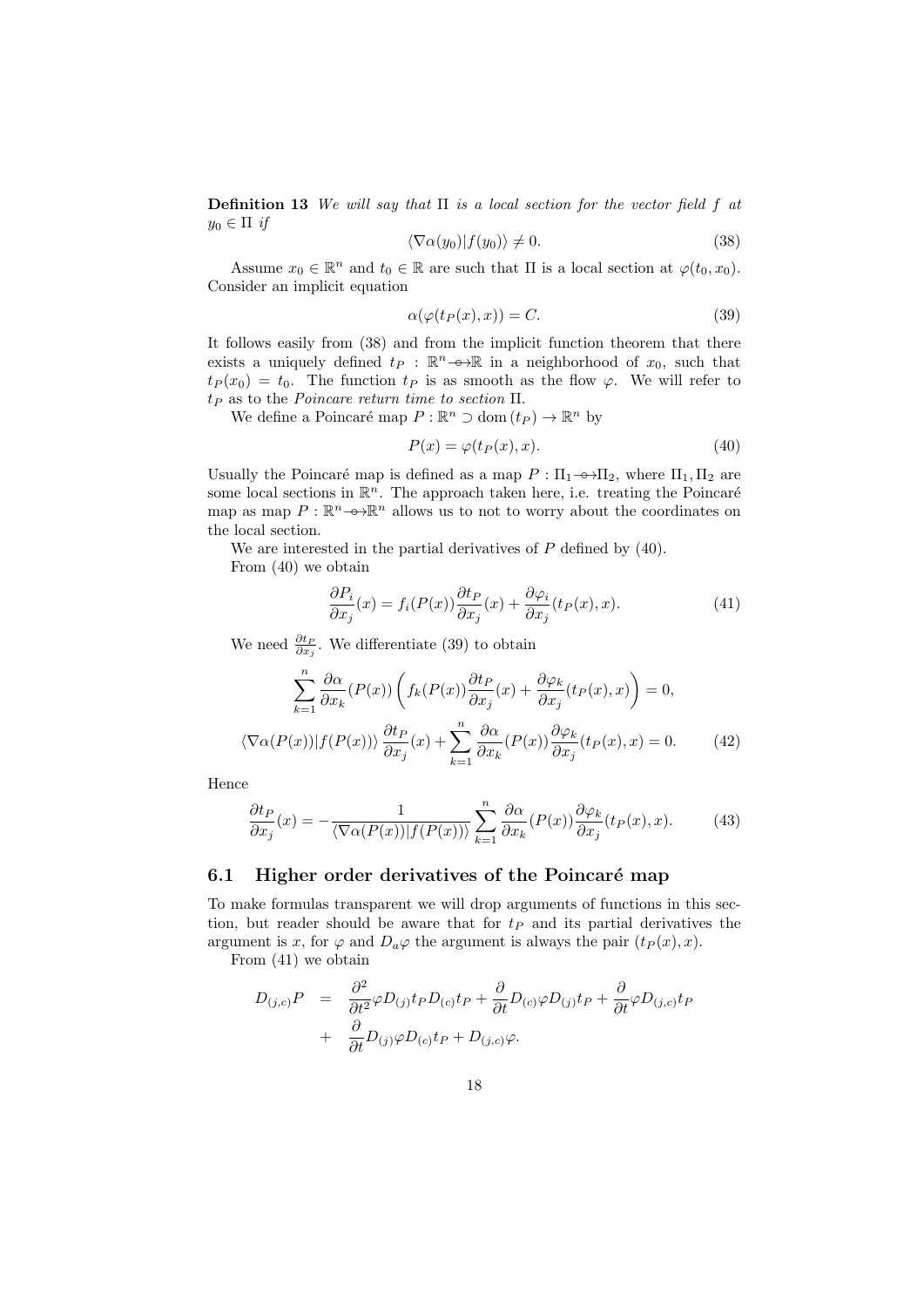**Definition 13** *We will say that* $\Pi$ *is a local section for the vector field* $f$ *at* $y_0 \in \Pi$ *if*

$$\langle \nabla \alpha(y_0) | f(y_0) \rangle \neq 0. \tag{38}$$

Assume $x_0 \in \mathbb{R}^n$ and $t_0 \in \mathbb{R}$ are such that $\Pi$ is a local section at $\varphi(t_0, x_0)$. Consider an implicit equation

$$\alpha(\varphi(t_P(x), x)) = C. \tag{39}$$

It follows easily from (38) and from the implicit function theorem that there exists a uniquely defined $t_P : \mathbb{R}^n \to \mathbb{R}$ in a neighborhood of $x_0$, such that $t_P(x_0) = t_0$. The function $t_P$ is as smooth as the flow $\varphi$. We will refer to $t_P$ as to the *Poincare return time to section* $\Pi$.

We define a Poincaré map $P : \mathbb{R}^n \supset \mathrm{dom}\,(t_P) \to \mathbb{R}^n$ by

$$P(x) = \varphi(t_P(x), x). \tag{40}$$

Usually the Poincaré map is defined as a map $P : \Pi_1 \to \Pi_2$, where $\Pi_1, \Pi_2$ are some local sections in $\mathbb{R}^n$. The approach taken here, i.e. treating the Poincaré map as map $P : \mathbb{R}^n \to \mathbb{R}^n$ allows us to not to worry about the coordinates on the local section.

We are interested in the partial derivatives of $P$ defined by (40).

From (40) we obtain

$$\frac{\partial P_i}{\partial x_j}(x) = f_i(P(x)) \frac{\partial t_P}{\partial x_j}(x) + \frac{\partial \varphi_i}{\partial x_j}(t_P(x), x). \tag{41}$$

We need $\frac{\partial t_P}{\partial x_j}$. We differentiate (39) to obtain

$$\sum_{k=1}^{n} \frac{\partial \alpha}{\partial x_k}(P(x)) \left( f_k(P(x)) \frac{\partial t_P}{\partial x_j}(x) + \frac{\partial \varphi_k}{\partial x_j}(t_P(x), x) \right) = 0,$$

$$\langle \nabla \alpha(P(x)) | f(P(x)) \rangle \frac{\partial t_P}{\partial x_j}(x) + \sum_{k=1}^{n} \frac{\partial \alpha}{\partial x_k}(P(x)) \frac{\partial \varphi_k}{\partial x_j}(t_P(x), x) = 0. \tag{42}$$

Hence

$$\frac{\partial t_P}{\partial x_j}(x) = -\frac{1}{\langle \nabla \alpha(P(x)) | f(P(x)) \rangle} \sum_{k=1}^{n} \frac{\partial \alpha}{\partial x_k}(P(x)) \frac{\partial \varphi_k}{\partial x_j}(t_P(x), x). \tag{43}$$

## 6.1 Higher order derivatives of the Poincaré map

To make formulas transparent we will drop arguments of functions in this section, but reader should be aware that for $t_P$ and its partial derivatives the argument is $x$, for $\varphi$ and $D_a \varphi$ the argument is always the pair $(t_P(x), x)$.

From (41) we obtain

$$\begin{aligned} D_{(j,c)} P &= \frac{\partial^2}{\partial t^2} \varphi D_{(j)} t_P D_{(c)} t_P + \frac{\partial}{\partial t} D_{(c)} \varphi D_{(j)} t_P + \frac{\partial}{\partial t} \varphi D_{(j,c)} t_P \\ &+ \frac{\partial}{\partial t} D_{(j)} \varphi D_{(c)} t_P + D_{(j,c)} \varphi. \end{aligned}$$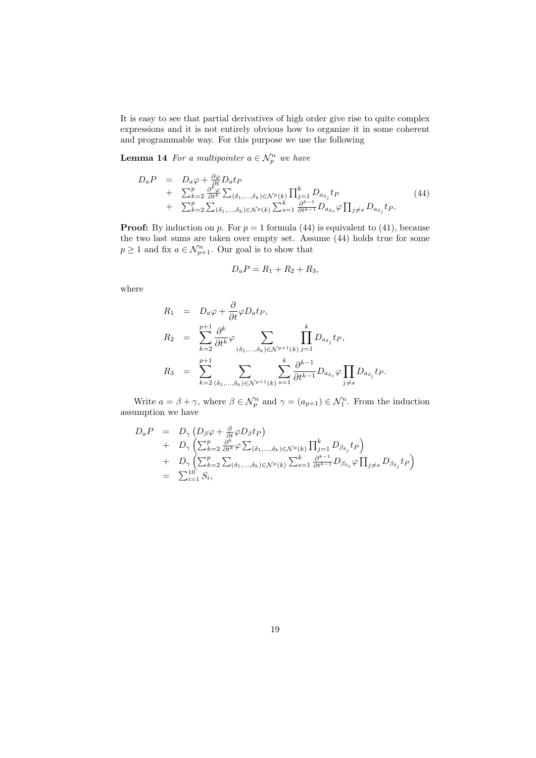It is easy to see that partial derivatives of high order give rise to quite complex expressions and it is not entirely obvious how to organize it in some coherent and programmable way. For this purpose we use the following

**Lemma 14** *For a multipointer $a \in \mathcal{N}_p^n$ we have*

$$
\begin{array}{rcl}
D_a P & = & D_a \varphi + \frac{\partial \varphi}{\partial t} D_a t_P \\
& + & \sum_{k=2}^{p} \frac{\partial^k \varphi}{\partial t^k} \sum_{(\delta_1,\ldots,\delta_k)\in\mathcal{N}^p(k)} \prod_{j=1}^{k} D_{a_{\delta_j}} t_P \\
& + & \sum_{k=2}^{p} \sum_{(\delta_1,\ldots,\delta_k)\in\mathcal{N}^p(k)} \sum_{s=1}^{k} \frac{\partial^{k-1}}{\partial t^{k-1}} D_{a_{\delta_s}} \varphi \prod_{j\neq s} D_{a_{\delta_j}} t_P.
\end{array}
\tag{44}
$$

**Proof:** By induction on $p$. For $p = 1$ formula (44) is equivalent to (41), because the two last sums are taken over empty set. Assume (44) holds true for some $p \geq 1$ and fix $a \in \mathcal{N}_{p+1}^n$. Our goal is to show that

$$
D_a P = R_1 + R_2 + R_3,
$$

where

$$
\begin{array}{rcl}
R_1 & = & D_a \varphi + \dfrac{\partial}{\partial t} \varphi D_a t_P, \\
R_2 & = & \displaystyle\sum_{k=2}^{p+1} \frac{\partial^k}{\partial t^k} \varphi \sum_{(\delta_1,\ldots,\delta_k)\in\mathcal{N}^{p+1}(k)} \prod_{j=1}^{k} D_{a_{\delta_j}} t_P, \\
R_3 & = & \displaystyle\sum_{k=2}^{p+1} \sum_{(\delta_1,\ldots,\delta_k)\in\mathcal{N}^{p+1}(k)} \sum_{s=1}^{k} \frac{\partial^{k-1}}{\partial t^{k-1}} D_{a_{\delta_s}} \varphi \prod_{j\neq s} D_{a_{\delta_j}} t_P.
\end{array}
$$

Write $a = \beta + \gamma$, where $\beta \in \mathcal{N}_p^n$ and $\gamma = (a_{p+1}) \in \mathcal{N}_1^n$. From the induction assumption we have

$$
\begin{array}{rcl}
D_a P & = & D_\gamma \left( D_\beta \varphi + \frac{\partial}{\partial t} \varphi D_\beta t_P \right) \\
& + & D_\gamma \left( \sum_{k=2}^{p} \frac{\partial^k}{\partial t^k} \varphi \sum_{(\delta_1,\ldots,\delta_k)\in\mathcal{N}^p(k)} \prod_{j=1}^{k} D_{\beta_{\delta_j}} t_P \right) \\
& + & D_\gamma \left( \sum_{k=2}^{p} \sum_{(\delta_1,\ldots,\delta_k)\in\mathcal{N}^p(k)} \sum_{s=1}^{k} \frac{\partial^{k-1}}{\partial t^{k-1}} D_{\beta_{\delta_s}} \varphi \prod_{j\neq s} D_{\beta_{\delta_j}} t_P \right) \\
& = & \sum_{i=1}^{10} S_i,
\end{array}
$$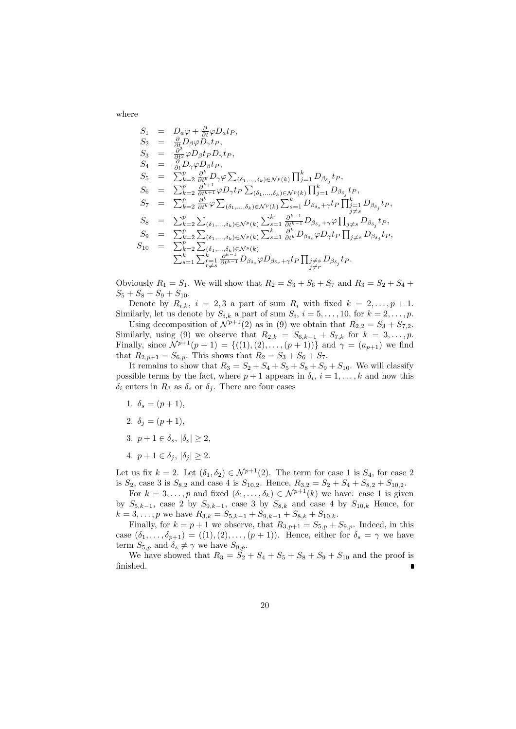where

$$
\begin{aligned}
S_1 &= D_a\varphi + \frac{\partial}{\partial t}\varphi D_a t_P,\\
S_2 &= \frac{\partial}{\partial t} D_\beta\varphi D_\gamma t_P,\\
S_3 &= \frac{\partial^2}{\partial t^2}\varphi D_\beta t_P D_\gamma t_P,\\
S_4 &= \frac{\partial}{\partial t} D_\gamma\varphi D_\beta t_P,\\
S_5 &= \sum_{k=2}^{p} \frac{\partial^k}{\partial t^k} D_\gamma\varphi \sum_{(\delta_1,\ldots,\delta_k)\in\mathcal{N}^p(k)} \prod_{j=1}^{k} D_{\beta_{\delta_j}} t_P,\\
S_6 &= \sum_{k=2}^{p} \frac{\partial^{k+1}}{\partial t^{k+1}}\varphi D_\gamma t_P \sum_{(\delta_1,\ldots,\delta_k)\in\mathcal{N}^p(k)} \prod_{j=1}^{k} D_{\beta_{\delta_j}} t_P,\\
S_7 &= \sum_{k=2}^{p} \frac{\partial^k}{\partial t^k}\varphi \sum_{(\delta_1,\ldots,\delta_k)\in\mathcal{N}^p(k)} \sum_{s=1}^{k} D_{\beta_{\delta_s}+\gamma} t_P \prod_{\substack{j=1\\ j\neq s}}^{k} D_{\beta_{\delta_j}} t_P,\\
S_8 &= \sum_{k=2}^{p} \sum_{(\delta_1,\ldots,\delta_k)\in\mathcal{N}^p(k)} \sum_{s=1}^{k} \frac{\partial^{k-1}}{\partial t^{k-1}} D_{\beta_{\delta_s}+\gamma}\varphi \prod_{j\neq s} D_{\beta_{\delta_j}} t_P,\\
S_9 &= \sum_{k=2}^{p} \sum_{(\delta_1,\ldots,\delta_k)\in\mathcal{N}^p(k)} \sum_{s=1}^{k} \frac{\partial^k}{\partial t^k} D_{\beta_{\delta_s}}\varphi D_\gamma t_P \prod_{j\neq s} D_{\beta_{\delta_j}} t_P,\\
S_{10} &= \sum_{k=2}^{p} \sum_{(\delta_1,\ldots,\delta_k)\in\mathcal{N}^p(k)}\\
&\quad \sum_{s=1}^{k} \sum_{\substack{r=1\\ r\neq s}}^{k} \frac{\partial^{k-1}}{\partial t^{k-1}} D_{\beta_{\delta_s}}\varphi D_{\beta_{\delta_r}+\gamma} t_P \prod_{\substack{j\neq s\\ j\neq r}} D_{\beta_{\delta_j}} t_P.
\end{aligned}
$$

Obviously $R_1 = S_1$. We will show that $R_2 = S_3 + S_6 + S_7$ and $R_3 = S_2 + S_4 + S_5 + S_8 + S_9 + S_{10}$.

Denote by $R_{i,k}$, $i = 2,3$ a part of sum $R_i$ with fixed $k = 2,\ldots,p+1$. Similarly, let us denote by $S_{i,k}$ a part of sum $S_i$, $i = 5,\ldots,10$, for $k = 2,\ldots,p$.

Using decomposition of $\mathcal{N}^{p+1}(2)$ as in (9) we obtain that $R_{2,2} = S_3 + S_{7,2}$. Similarly, using (9) we observe that $R_{2,k} = S_{6,k-1} + S_{7,k}$ for $k = 3,\ldots,p$. Finally, since $\mathcal{N}^{p+1}(p+1) = \{((1),(2),\ldots,(p+1))\}$ and $\gamma = (a_{p+1})$ we find that $R_{2,p+1} = S_{6,p}$. This shows that $R_2 = S_3 + S_6 + S_7$.

It remains to show that $R_3 = S_2 + S_4 + S_5 + S_8 + S_9 + S_{10}$. We will classify possible terms by the fact, where $p+1$ appears in $\delta_i$, $i = 1,\ldots,k$ and how this $\delta_i$ enters in $R_3$ as $\delta_s$ or $\delta_j$. There are four cases

1. $\delta_s = (p+1)$,
2. $\delta_j = (p+1)$,
3. $p+1 \in \delta_s$, $|\delta_s| \geq 2$,
4. $p+1 \in \delta_j$, $|\delta_j| \geq 2$.

Let us fix $k = 2$. Let $(\delta_1,\delta_2) \in \mathcal{N}^{p+1}(2)$. The term for case 1 is $S_4$, for case 2 is $S_2$, case 3 is $S_{8,2}$ and case 4 is $S_{10,2}$. Hence, $R_{3,2} = S_2 + S_4 + S_{8,2} + S_{10,2}$.

For $k = 3,\ldots,p$ and fixed $(\delta_1,\ldots,\delta_k) \in \mathcal{N}^{p+1}(k)$ we have: case 1 is given by $S_{5,k-1}$, case 2 by $S_{9,k-1}$, case 3 by $S_{8,k}$ and case 4 by $S_{10,k}$ Hence, for $k = 3,\ldots,p$ we have $R_{3,k} = S_{5,k-1} + S_{9,k-1} + S_{8,k} + S_{10,k}$.

Finally, for $k = p+1$ we observe, that $R_{3,p+1} = S_{5,p} + S_{9,p}$. Indeed, in this case $(\delta_1,\ldots,\delta_{p+1}) = ((1),(2),\ldots,(p+1))$. Hence, either for $\delta_s = \gamma$ we have term $S_{5,p}$ and $\delta_s \neq \gamma$ we have $S_{9,p}$.

We have showed that $R_3 = S_2 + S_4 + S_5 + S_8 + S_9 + S_{10}$ and the proof is finished. ∎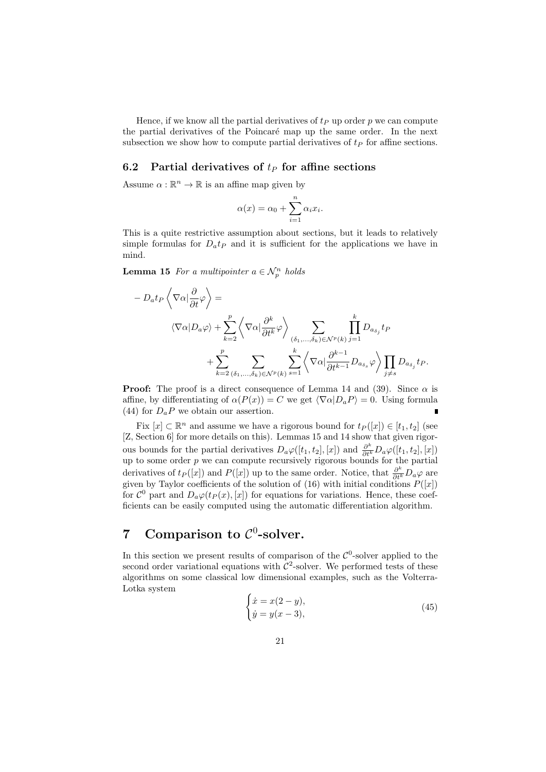Hence, if we know all the partial derivatives of $t_P$ up order $p$ we can compute the partial derivatives of the Poincaré map up the same order. In the next subsection we show how to compute partial derivatives of $t_P$ for affine sections.

### 6.2 Partial derivatives of $t_P$ for affine sections

Assume $\alpha : \mathbb{R}^n \to \mathbb{R}$ is an affine map given by

$$\alpha(x) = \alpha_0 + \sum_{i=1}^{n} \alpha_i x_i.$$

This is a quite restrictive assumption about sections, but it leads to relatively simple formulas for $D_a t_P$ and it is sufficient for the applications we have in mind.

**Lemma 15** *For a multipointer $a \in \mathcal{N}_p^n$ holds*

$$
\begin{aligned}
-D_a t_P \left\langle \nabla\alpha | \frac{\partial}{\partial t}\varphi \right\rangle = \\
&\langle \nabla\alpha | D_a \varphi \rangle + \sum_{k=2}^{p} \left\langle \nabla\alpha | \frac{\partial^k}{\partial t^k}\varphi \right\rangle \sum_{(\delta_1,\dots,\delta_k)\in\mathcal{N}^p(k)} \prod_{j=1}^{k} D_{a_{\delta_j}} t_P \\
&+ \sum_{k=2}^{p} \sum_{(\delta_1,\dots,\delta_k)\in\mathcal{N}^p(k)} \sum_{s=1}^{k} \left\langle \nabla\alpha | \frac{\partial^{k-1}}{\partial t^{k-1}} D_{a_{\delta_s}} \varphi \right\rangle \prod_{j\neq s} D_{a_{\delta_j}} t_P.
\end{aligned}
$$

**Proof:** The proof is a direct consequence of Lemma 14 and (39). Since $\alpha$ is affine, by differentiating of $\alpha(P(x)) = C$ we get $\langle \nabla\alpha | D_a P \rangle = 0$. Using formula (44) for $D_a P$ we obtain our assertion. ∎

Fix $[x] \subset \mathbb{R}^n$ and assume we have a rigorous bound for $t_P([x]) \in [t_1, t_2]$ (see [Z, Section 6] for more details on this). Lemmas 15 and 14 show that given rigorous bounds for the partial derivatives $D_a\varphi([t_1, t_2], [x])$ and $\frac{\partial^k}{\partial t^k} D_a\varphi([t_1, t_2], [x])$ up to some order $p$ we can compute recursively rigorous bounds for the partial derivatives of $t_P([x])$ and $P([x])$ up to the same order. Notice, that $\frac{\partial^k}{\partial t^k} D_a \varphi$ are given by Taylor coefficients of the solution of (16) with initial conditions $P([x])$ for $\mathcal{C}^0$ part and $D_a\varphi(t_P(x), [x])$ for equations for variations. Hence, these coefficients can be easily computed using the automatic differentiation algorithm.

## 7 Comparison to $\mathcal{C}^0$-solver.

In this section we present results of comparison of the $\mathcal{C}^0$-solver applied to the second order variational equations with $\mathcal{C}^2$-solver. We performed tests of these algorithms on some classical low dimensional examples, such as the Volterra-Lotka system

$$
\begin{cases}
\dot{x} = x(2 - y), \\
\dot{y} = y(x - 3),
\end{cases}
\tag{45}
$$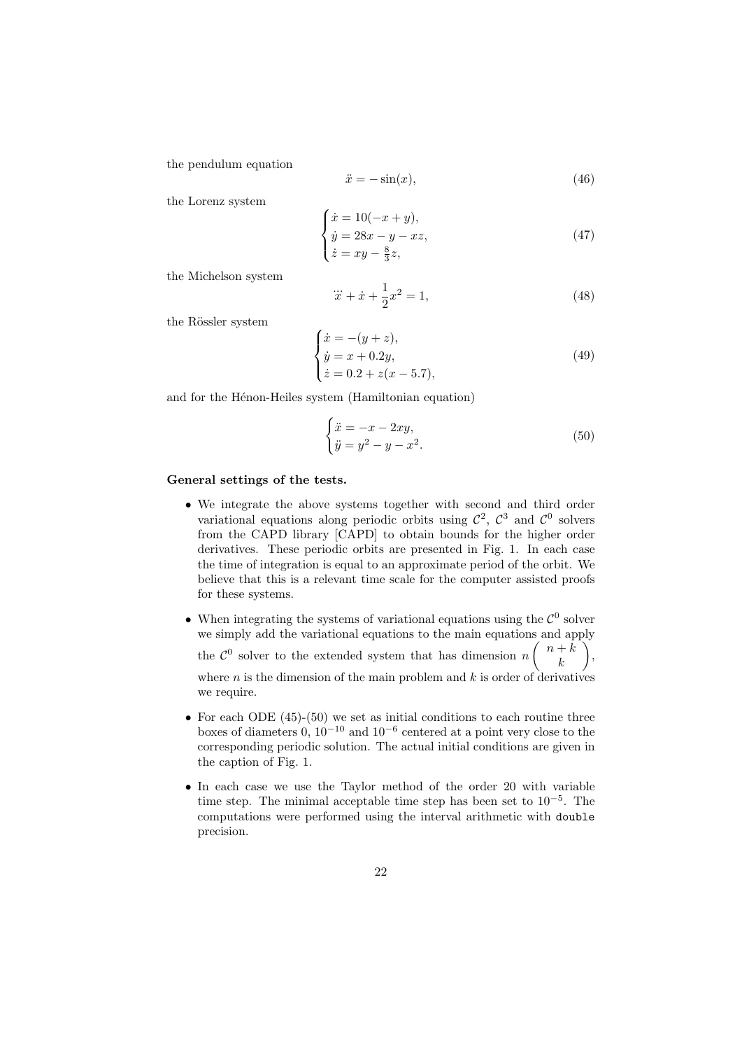the pendulum equation

$$\ddot{x} = -\sin(x), \tag{46}$$

the Lorenz system

$$\begin{cases} \dot{x} = 10(-x+y), \\ \dot{y} = 28x - y - xz, \\ \dot{z} = xy - \frac{8}{3}z, \end{cases} \tag{47}$$

the Michelson system

$$\dddot{x} + \dot{x} + \frac{1}{2}x^2 = 1, \tag{48}$$

the Rössler system

$$\begin{cases} \dot{x} = -(y+z), \\ \dot{y} = x + 0.2y, \\ \dot{z} = 0.2 + z(x - 5.7), \end{cases} \tag{49}$$

and for the Hénon-Heiles system (Hamiltonian equation)

$$\begin{cases} \ddot{x} = -x - 2xy, \\ \ddot{y} = y^2 - y - x^2. \end{cases} \tag{50}$$

**General settings of the tests.**

- We integrate the above systems together with second and third order variational equations along periodic orbits using $\mathcal{C}^2$, $\mathcal{C}^3$ and $\mathcal{C}^0$ solvers from the CAPD library [CAPD] to obtain bounds for the higher order derivatives. These periodic orbits are presented in Fig. 1. In each case the time of integration is equal to an approximate period of the orbit. We believe that this is a relevant time scale for the computer assisted proofs for these systems.
- When integrating the systems of variational equations using the $\mathcal{C}^0$ solver we simply add the variational equations to the main equations and apply the $\mathcal{C}^0$ solver to the extended system that has dimension $n\begin{pmatrix} n+k \\ k \end{pmatrix}$, where $n$ is the dimension of the main problem and $k$ is order of derivatives we require.
- For each ODE (45)-(50) we set as initial conditions to each routine three boxes of diameters 0, $10^{-10}$ and $10^{-6}$ centered at a point very close to the corresponding periodic solution. The actual initial conditions are given in the caption of Fig. 1.
- In each case we use the Taylor method of the order 20 with variable time step. The minimal acceptable time step has been set to $10^{-5}$. The computations were performed using the interval arithmetic with `double` precision.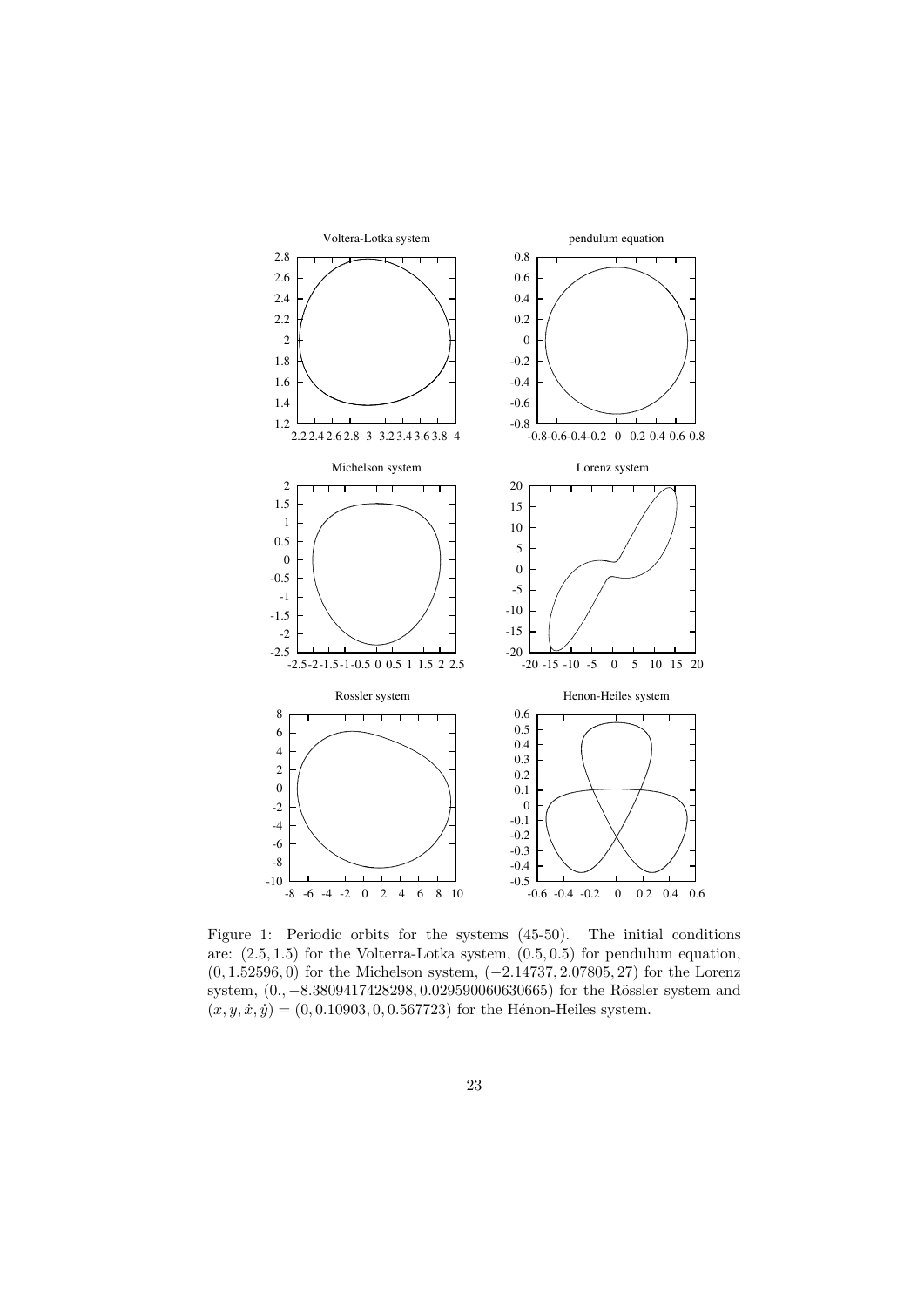Figure 1: Periodic orbits for the systems (45-50). The initial conditions are: $(2.5, 1.5)$ for the Volterra-Lotka system, $(0.5, 0.5)$ for pendulum equation, $(0, 1.52596, 0)$ for the Michelson system, $(-2.14737, 2.07805, 27)$ for the Lorenz system, $(0., -8.3809417428298, 0.029590060630665)$ for the Rössler system and $(x, y, \dot{x}, \dot{y}) = (0, 0.10903, 0, 0.567723)$ for the Hénon-Heiles system.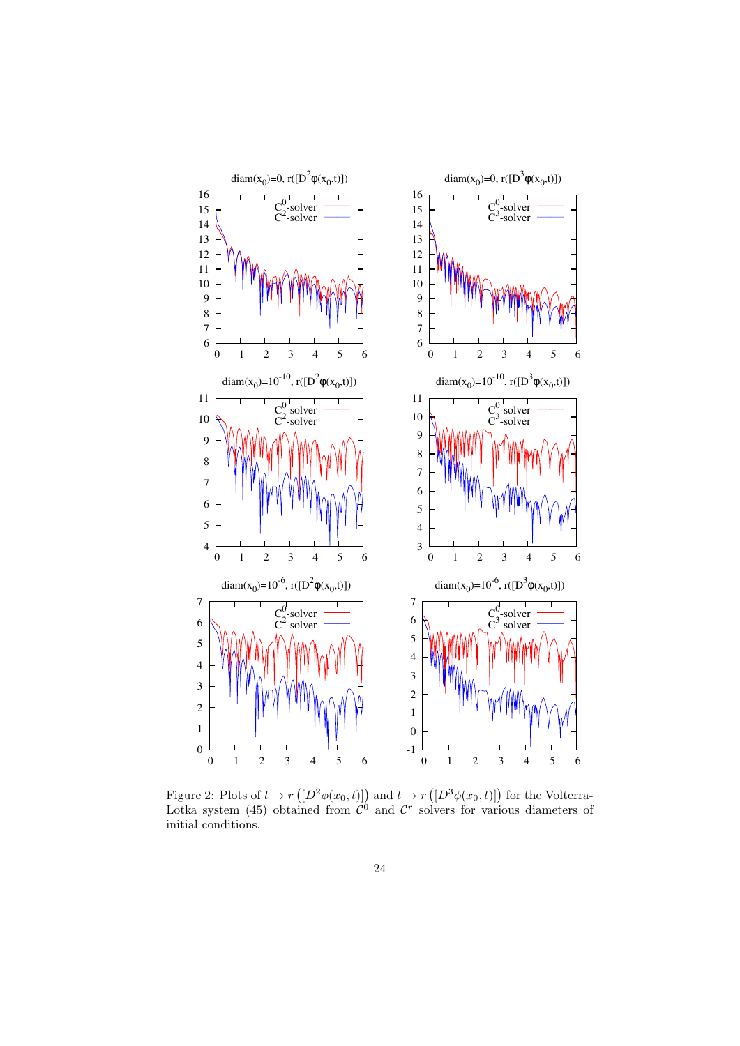Figure 2: Plots of $t \to r\left([D^2\phi(x_0,t)]\right)$ and $t \to r\left([D^3\phi(x_0,t)]\right)$ for the Volterra-Lotka system (45) obtained from $\mathcal{C}^0$ and $\mathcal{C}^r$ solvers for various diameters of initial conditions.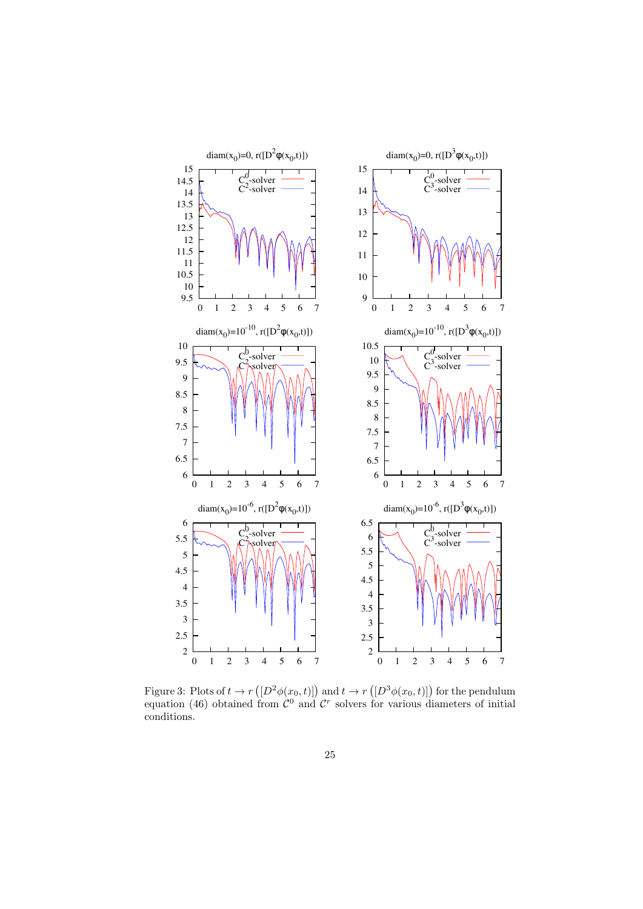Figure 3: Plots of $t \to r\left([D^2\phi(x_0,t)]\right)$ and $t \to r\left([D^3\phi(x_0,t)]\right)$ for the pendulum equation (46) obtained from $\mathcal{C}^0$ and $\mathcal{C}^r$ solvers for various diameters of initial conditions.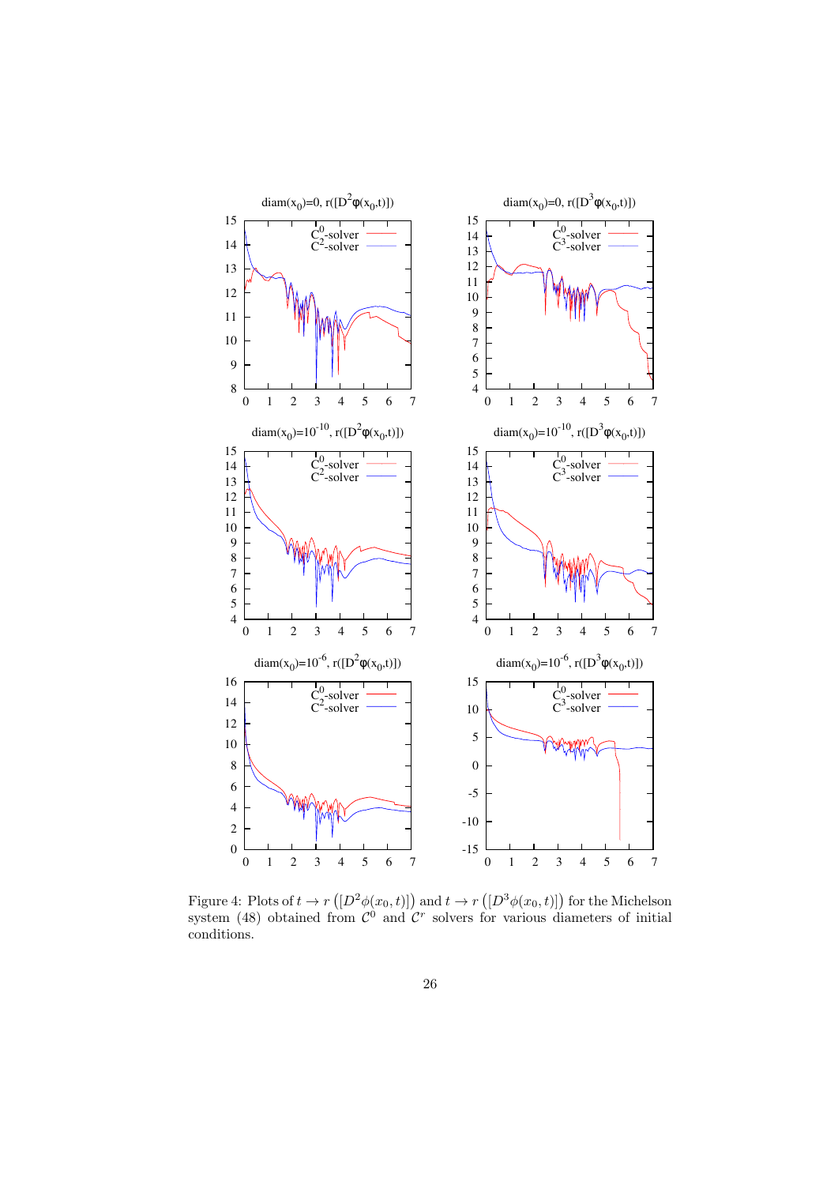Figure 4: Plots of $t \to r\left([D^2\phi(x_0,t)]\right)$ and $t \to r\left([D^3\phi(x_0,t)]\right)$ for the Michelson system (48) obtained from $\mathcal{C}^0$ and $\mathcal{C}^r$ solvers for various diameters of initial conditions.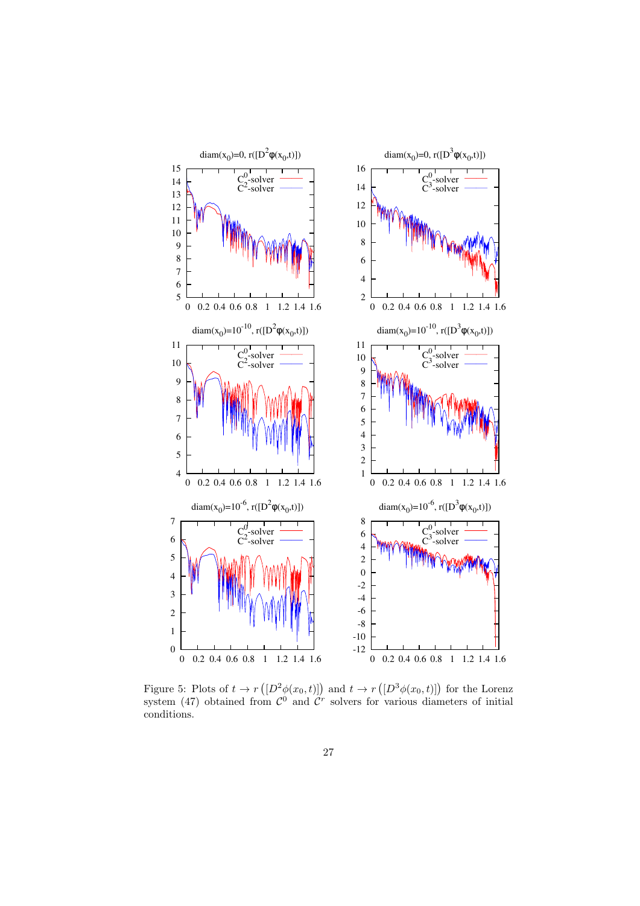Figure 5: Plots of $t \to r\left([D^2\phi(x_0,t)]\right)$ and $t \to r\left([D^3\phi(x_0,t)]\right)$ for the Lorenz system (47) obtained from $\mathcal{C}^0$ and $\mathcal{C}^r$ solvers for various diameters of initial conditions.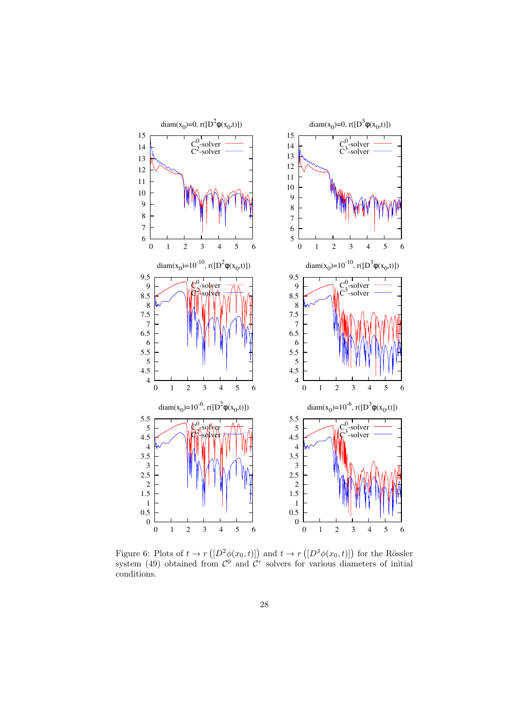Figure 6: Plots of $t \to r\left([D^2\phi(x_0,t)]\right)$ and $t \to r\left([D^3\phi(x_0,t)]\right)$ for the Rössler system (49) obtained from $\mathcal{C}^0$ and $\mathcal{C}^r$ solvers for various diameters of initial conditions.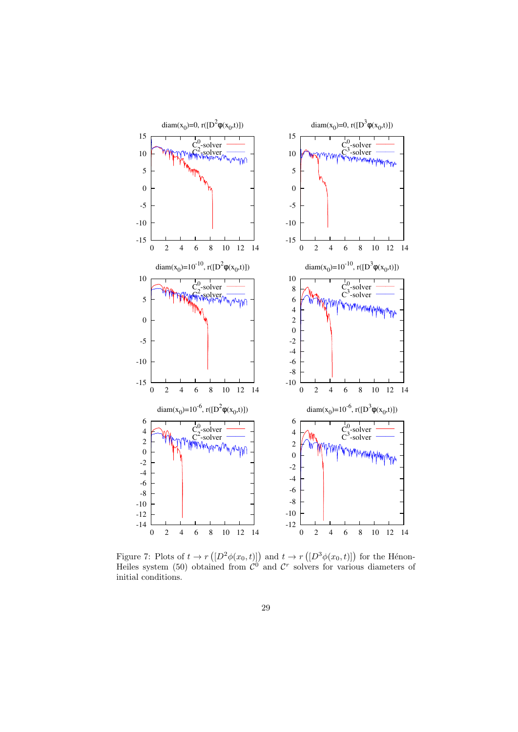Figure 7: Plots of $t \to r\left([D^2\phi(x_0,t)]\right)$ and $t \to r\left([D^3\phi(x_0,t)]\right)$ for the Hénon-Heiles system (50) obtained from $\mathcal{C}^0$ and $\mathcal{C}^r$ solvers for various diameters of initial conditions.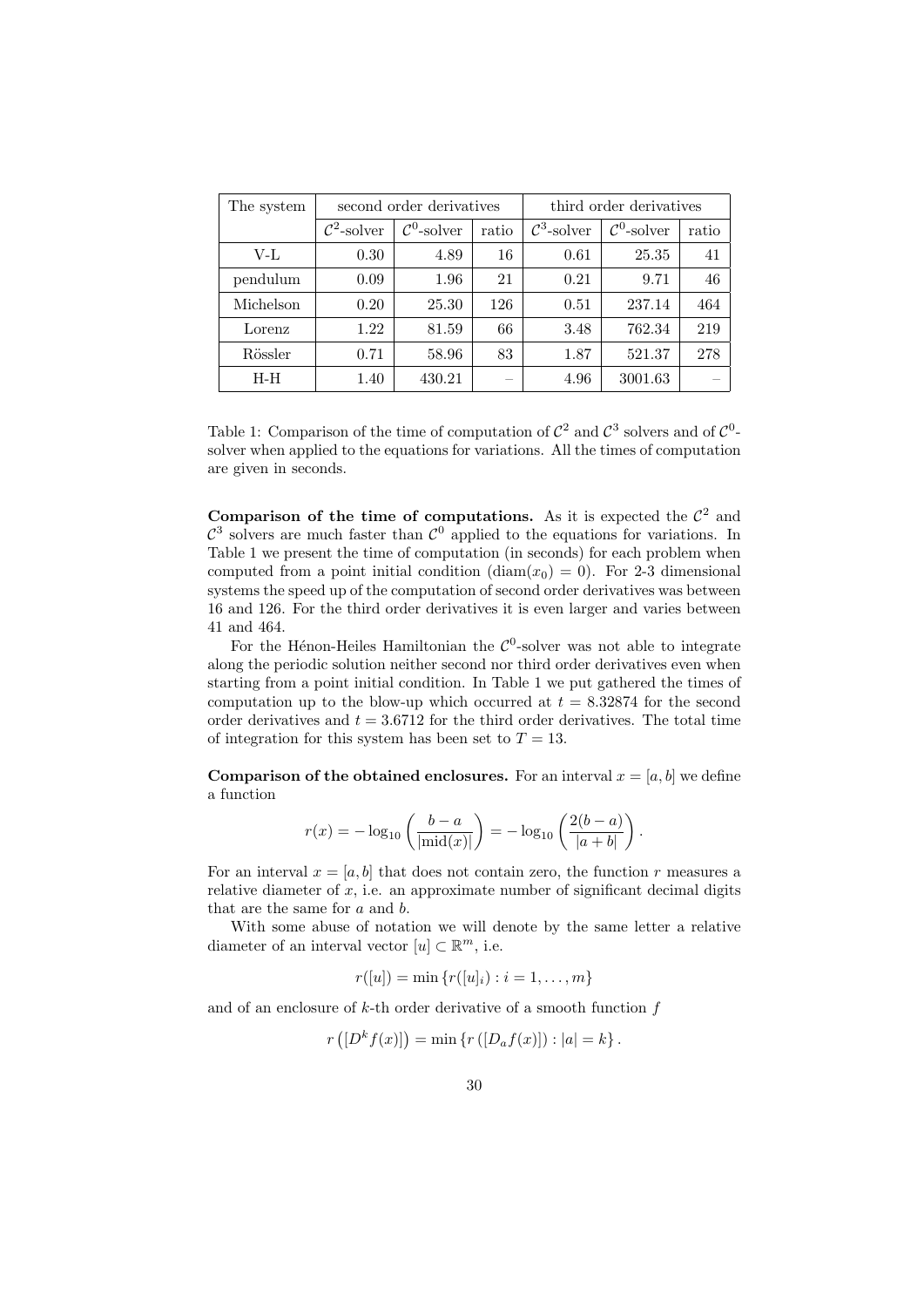| The system | second order derivatives | | | third order derivatives | | |
|---|---|---|---|---|---|---|
| | $\mathcal{C}^2$-solver | $\mathcal{C}^0$-solver | ratio | $\mathcal{C}^3$-solver | $\mathcal{C}^0$-solver | ratio |
| V-L | 0.30 | 4.89 | 16 | 0.61 | 25.35 | 41 |
| pendulum | 0.09 | 1.96 | 21 | 0.21 | 9.71 | 46 |
| Michelson | 0.20 | 25.30 | 126 | 0.51 | 237.14 | 464 |
| Lorenz | 1.22 | 81.59 | 66 | 3.48 | 762.34 | 219 |
| Rössler | 0.71 | 58.96 | 83 | 1.87 | 521.37 | 278 |
| H-H | 1.40 | 430.21 | – | 4.96 | 3001.63 | – |

Table 1: Comparison of the time of computation of $\mathcal{C}^2$ and $\mathcal{C}^3$ solvers and of $\mathcal{C}^0$-solver when applied to the equations for variations. All the times of computation are given in seconds.

**Comparison of the time of computations.** As it is expected the $\mathcal{C}^2$ and $\mathcal{C}^3$ solvers are much faster than $\mathcal{C}^0$ applied to the equations for variations. In Table 1 we present the time of computation (in seconds) for each problem when computed from a point initial condition ($\mathrm{diam}(x_0) = 0$). For 2-3 dimensional systems the speed up of the computation of second order derivatives was between 16 and 126. For the third order derivatives it is even larger and varies between 41 and 464.

For the Hénon-Heiles Hamiltonian the $\mathcal{C}^0$-solver was not able to integrate along the periodic solution neither second nor third order derivatives even when starting from a point initial condition. In Table 1 we put gathered the times of computation up to the blow-up which occurred at $t = 8.32874$ for the second order derivatives and $t = 3.6712$ for the third order derivatives. The total time of integration for this system has been set to $T = 13$.

**Comparison of the obtained enclosures.** For an interval $x = [a, b]$ we define a function

$$r(x) = -\log_{10}\left(\frac{b-a}{|\mathrm{mid}(x)|}\right) = -\log_{10}\left(\frac{2(b-a)}{|a+b|}\right).$$

For an interval $x = [a, b]$ that does not contain zero, the function $r$ measures a relative diameter of $x$, i.e. an approximate number of significant decimal digits that are the same for $a$ and $b$.

With some abuse of notation we will denote by the same letter a relative diameter of an interval vector $[u] \subset \mathbb{R}^m$, i.e.

$$r([u]) = \min\left\{r([u]_i) : i = 1, \ldots, m\right\}$$

and of an enclosure of $k$-th order derivative of a smooth function $f$

$$r\left([D^k f(x)]\right) = \min\left\{r\left([D_a f(x)]\right) : |a| = k\right\}.$$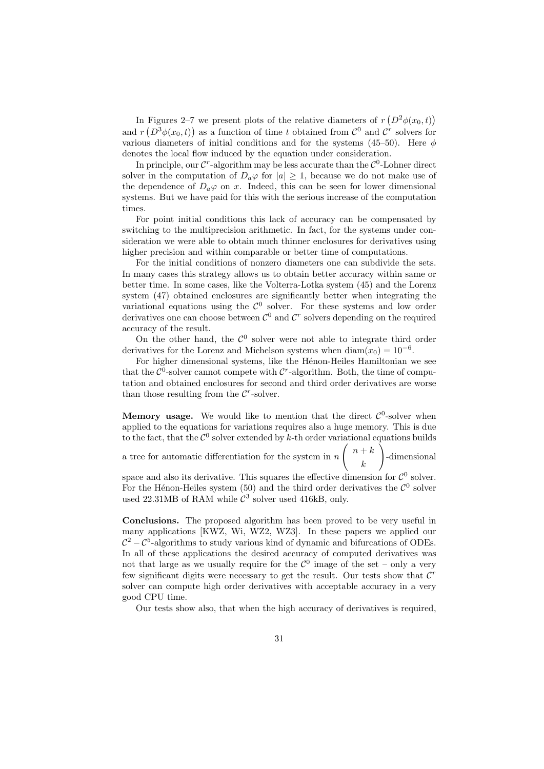In Figures 2–7 we present plots of the relative diameters of $r\left(D^2\phi(x_0,t)\right)$ and $r\left(D^3\phi(x_0,t)\right)$ as a function of time $t$ obtained from $\mathcal{C}^0$ and $\mathcal{C}^r$ solvers for various diameters of initial conditions and for the systems (45–50). Here $\phi$ denotes the local flow induced by the equation under consideration.

In principle, our $\mathcal{C}^r$-algorithm may be less accurate than the $\mathcal{C}^0$-Lohner direct solver in the computation of $D_a\varphi$ for $|a|\geq 1$, because we do not make use of the dependence of $D_a\varphi$ on $x$. Indeed, this can be seen for lower dimensional systems. But we have paid for this with the serious increase of the computation times.

For point initial conditions this lack of accuracy can be compensated by switching to the multiprecision arithmetic. In fact, for the systems under consideration we were able to obtain much thinner enclosures for derivatives using higher precision and within comparable or better time of computations.

For the initial conditions of nonzero diameters one can subdivide the sets. In many cases this strategy allows us to obtain better accuracy within same or better time. In some cases, like the Volterra-Lotka system (45) and the Lorenz system (47) obtained enclosures are significantly better when integrating the variational equations using the $\mathcal{C}^0$ solver. For these systems and low order derivatives one can choose between $\mathcal{C}^0$ and $\mathcal{C}^r$ solvers depending on the required accuracy of the result.

On the other hand, the $\mathcal{C}^0$ solver were not able to integrate third order derivatives for the Lorenz and Michelson systems when $\mathrm{diam}(x_0)=10^{-6}$.

For higher dimensional systems, like the Hénon-Heiles Hamiltonian we see that the $\mathcal{C}^0$-solver cannot compete with $\mathcal{C}^r$-algorithm. Both, the time of computation and obtained enclosures for second and third order derivatives are worse than those resulting from the $\mathcal{C}^r$-solver.

**Memory usage.** We would like to mention that the direct $\mathcal{C}^0$-solver when applied to the equations for variations requires also a huge memory. This is due to the fact, that the $\mathcal{C}^0$ solver extended by $k$-th order variational equations builds a tree for automatic differentiation for the system in $n\begin{pmatrix} n+k \\ k \end{pmatrix}$-dimensional space and also its derivative. This squares the effective dimension for $\mathcal{C}^0$ solver. For the Hénon-Heiles system (50) and the third order derivatives the $\mathcal{C}^0$ solver used 22.31MB of RAM while $\mathcal{C}^3$ solver used 416kB, only.

**Conclusions.** The proposed algorithm has been proved to be very useful in many applications [KWZ, Wi, WZ2, WZ3]. In these papers we applied our $\mathcal{C}^2-\mathcal{C}^5$-algorithms to study various kind of dynamic and bifurcations of ODEs. In all of these applications the desired accuracy of computed derivatives was not that large as we usually require for the $\mathcal{C}^0$ image of the set – only a very few significant digits were necessary to get the result. Our tests show that $\mathcal{C}^r$ solver can compute high order derivatives with acceptable accuracy in a very good CPU time.

Our tests show also, that when the high accuracy of derivatives is required,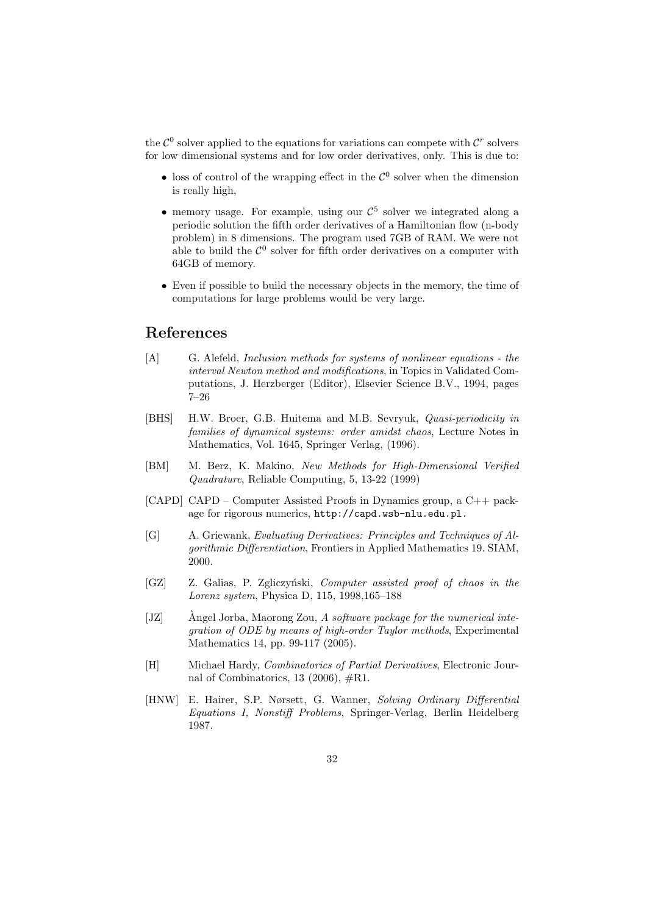the $\mathcal{C}^0$ solver applied to the equations for variations can compete with $\mathcal{C}^r$ solvers for low dimensional systems and for low order derivatives, only. This is due to:

- loss of control of the wrapping effect in the $\mathcal{C}^0$ solver when the dimension is really high,
- memory usage. For example, using our $\mathcal{C}^5$ solver we integrated along a periodic solution the fifth order derivatives of a Hamiltonian flow (n-body problem) in 8 dimensions. The program used 7GB of RAM. We were not able to build the $\mathcal{C}^0$ solver for fifth order derivatives on a computer with 64GB of memory.
- Even if possible to build the necessary objects in the memory, the time of computations for large problems would be very large.

## References

[A] G. Alefeld, *Inclusion methods for systems of nonlinear equations - the interval Newton method and modifications*, in Topics in Validated Computations, J. Herzberger (Editor), Elsevier Science B.V., 1994, pages 7–26

[BHS] H.W. Broer, G.B. Huitema and M.B. Sevryuk, *Quasi-periodicity in families of dynamical systems: order amidst chaos*, Lecture Notes in Mathematics, Vol. 1645, Springer Verlag, (1996).

[BM] M. Berz, K. Makino, *New Methods for High-Dimensional Verified Quadrature*, Reliable Computing, 5, 13-22 (1999)

[CAPD] CAPD – Computer Assisted Proofs in Dynamics group, a C++ package for rigorous numerics, `http://capd.wsb-nlu.edu.pl.`

[G] A. Griewank, *Evaluating Derivatives: Principles and Techniques of Algorithmic Differentiation*, Frontiers in Applied Mathematics 19. SIAM, 2000.

[GZ] Z. Galias, P. Zgliczyński, *Computer assisted proof of chaos in the Lorenz system*, Physica D, 115, 1998,165–188

[JZ] Àngel Jorba, Maorong Zou, *A software package for the numerical integration of ODE by means of high-order Taylor methods*, Experimental Mathematics 14, pp. 99-117 (2005).

[H] Michael Hardy, *Combinatorics of Partial Derivatives*, Electronic Journal of Combinatorics, 13 (2006), #R1.

[HNW] E. Hairer, S.P. Nørsett, G. Wanner, *Solving Ordinary Differential Equations I, Nonstiff Problems*, Springer-Verlag, Berlin Heidelberg 1987.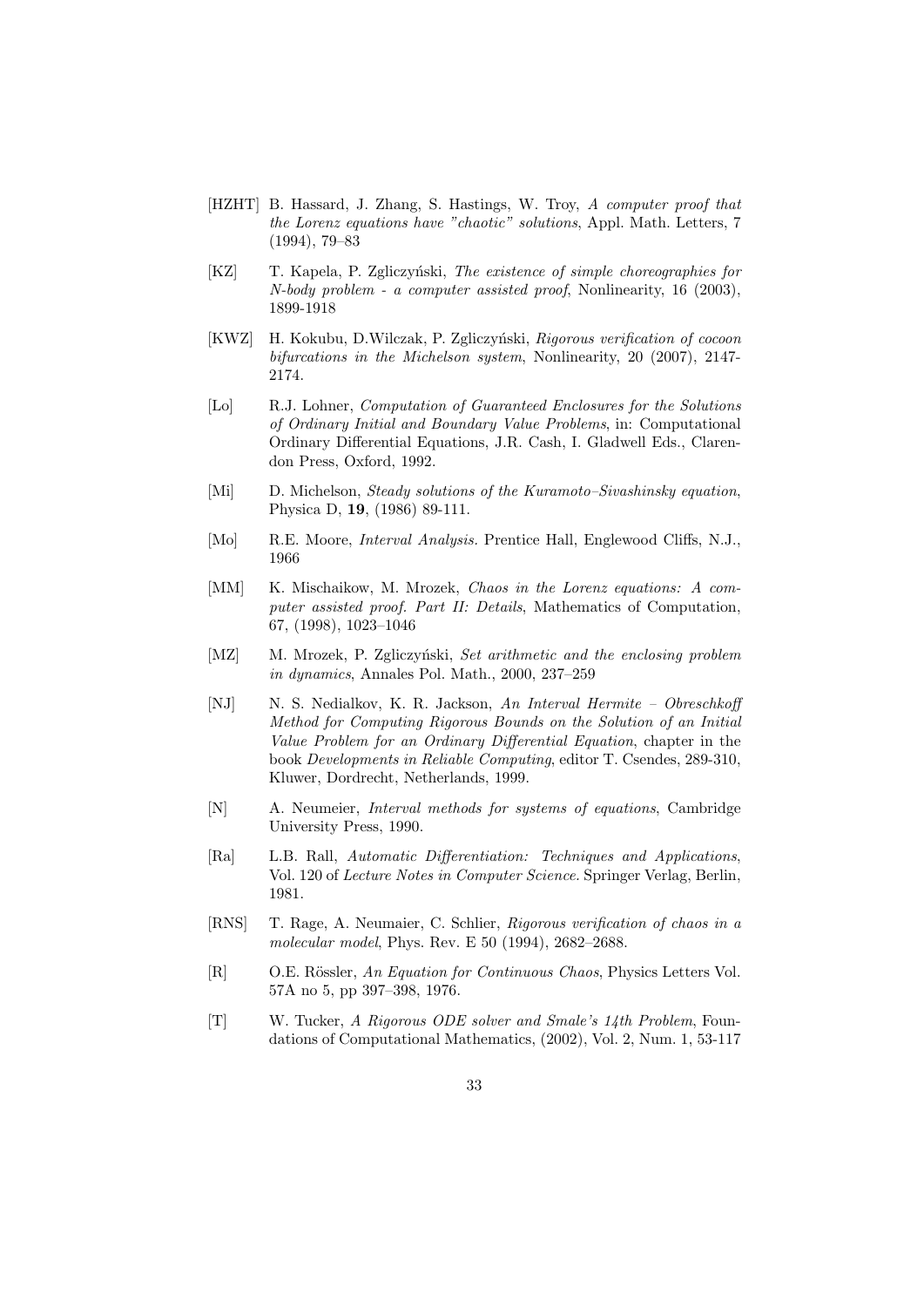[HZHT] B. Hassard, J. Zhang, S. Hastings, W. Troy, *A computer proof that the Lorenz equations have "chaotic" solutions*, Appl. Math. Letters, 7 (1994), 79–83

[KZ] T. Kapela, P. Zgliczyński, *The existence of simple choreographies for N-body problem - a computer assisted proof*, Nonlinearity, 16 (2003), 1899-1918

[KWZ] H. Kokubu, D.Wilczak, P. Zgliczyński, *Rigorous verification of cocoon bifurcations in the Michelson system*, Nonlinearity, 20 (2007), 2147-2174.

[Lo] R.J. Lohner, *Computation of Guaranteed Enclosures for the Solutions of Ordinary Initial and Boundary Value Problems*, in: Computational Ordinary Differential Equations, J.R. Cash, I. Gladwell Eds., Clarendon Press, Oxford, 1992.

[Mi] D. Michelson, *Steady solutions of the Kuramoto–Sivashinsky equation*, Physica D, **19**, (1986) 89-111.

[Mo] R.E. Moore, *Interval Analysis.* Prentice Hall, Englewood Cliffs, N.J., 1966

[MM] K. Mischaikow, M. Mrozek, *Chaos in the Lorenz equations: A computer assisted proof. Part II: Details*, Mathematics of Computation, 67, (1998), 1023–1046

[MZ] M. Mrozek, P. Zgliczyński, *Set arithmetic and the enclosing problem in dynamics*, Annales Pol. Math., 2000, 237–259

[NJ] N. S. Nedialkov, K. R. Jackson, *An Interval Hermite – Obreschkoff Method for Computing Rigorous Bounds on the Solution of an Initial Value Problem for an Ordinary Differential Equation*, chapter in the book *Developments in Reliable Computing*, editor T. Csendes, 289-310, Kluwer, Dordrecht, Netherlands, 1999.

[N] A. Neumeier, *Interval methods for systems of equations*, Cambridge University Press, 1990.

[Ra] L.B. Rall, *Automatic Differentiation: Techniques and Applications*, Vol. 120 of *Lecture Notes in Computer Science.* Springer Verlag, Berlin, 1981.

[RNS] T. Rage, A. Neumaier, C. Schlier, *Rigorous verification of chaos in a molecular model*, Phys. Rev. E 50 (1994), 2682–2688.

[R] O.E. Rössler, *An Equation for Continuous Chaos*, Physics Letters Vol. 57A no 5, pp 397–398, 1976.

[T] W. Tucker, *A Rigorous ODE solver and Smale's 14th Problem*, Foundations of Computational Mathematics, (2002), Vol. 2, Num. 1, 53-117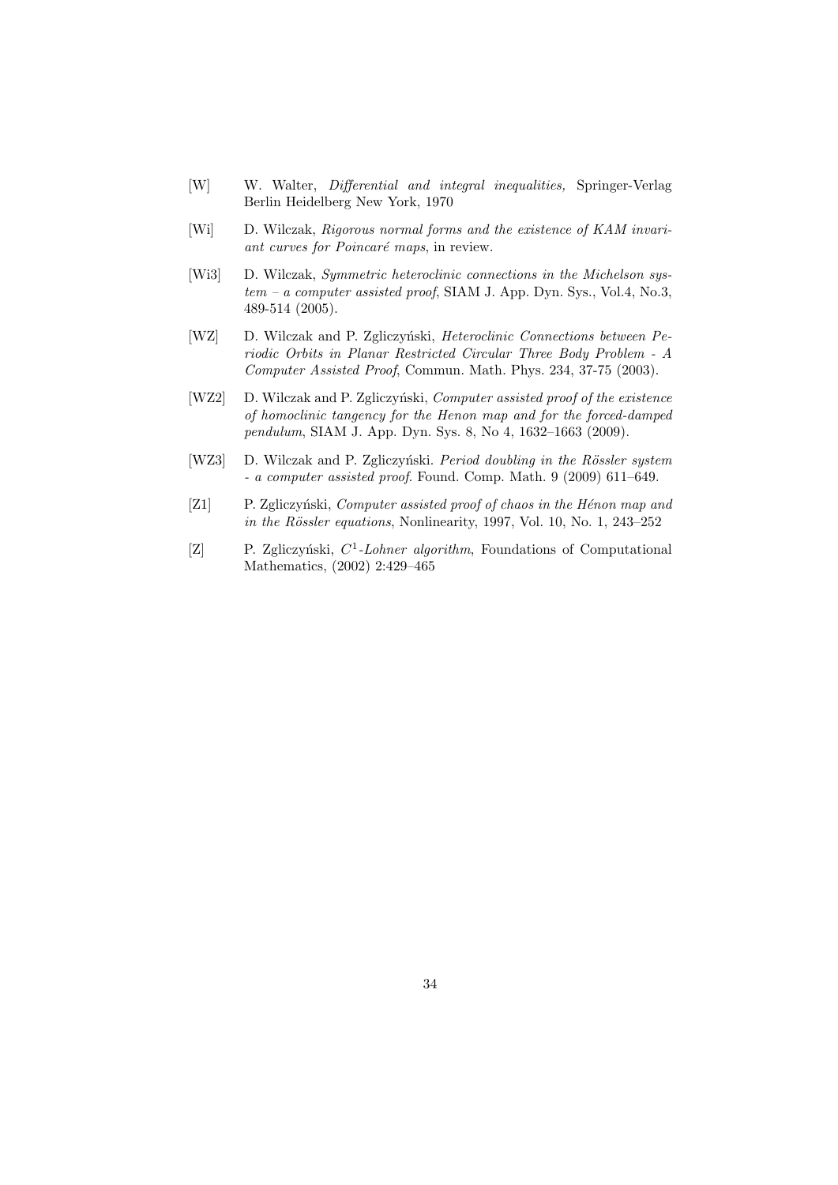[W] W. Walter, *Differential and integral inequalities,* Springer-Verlag Berlin Heidelberg New York, 1970

[Wi] D. Wilczak, *Rigorous normal forms and the existence of KAM invariant curves for Poincaré maps*, in review.

[Wi3] D. Wilczak, *Symmetric heteroclinic connections in the Michelson system – a computer assisted proof*, SIAM J. App. Dyn. Sys., Vol.4, No.3, 489-514 (2005).

[WZ] D. Wilczak and P. Zgliczyński, *Heteroclinic Connections between Periodic Orbits in Planar Restricted Circular Three Body Problem - A Computer Assisted Proof*, Commun. Math. Phys. 234, 37-75 (2003).

[WZ2] D. Wilczak and P. Zgliczyński, *Computer assisted proof of the existence of homoclinic tangency for the Henon map and for the forced-damped pendulum*, SIAM J. App. Dyn. Sys. 8, No 4, 1632–1663 (2009).

[WZ3] D. Wilczak and P. Zgliczyński. *Period doubling in the Rössler system - a computer assisted proof*. Found. Comp. Math. 9 (2009) 611–649.

[Z1] P. Zgliczyński, *Computer assisted proof of chaos in the Hénon map and in the Rössler equations*, Nonlinearity, 1997, Vol. 10, No. 1, 243–252

[Z] P. Zgliczyński, *$C^1$-Lohner algorithm*, Foundations of Computational Mathematics, (2002) 2:429–465